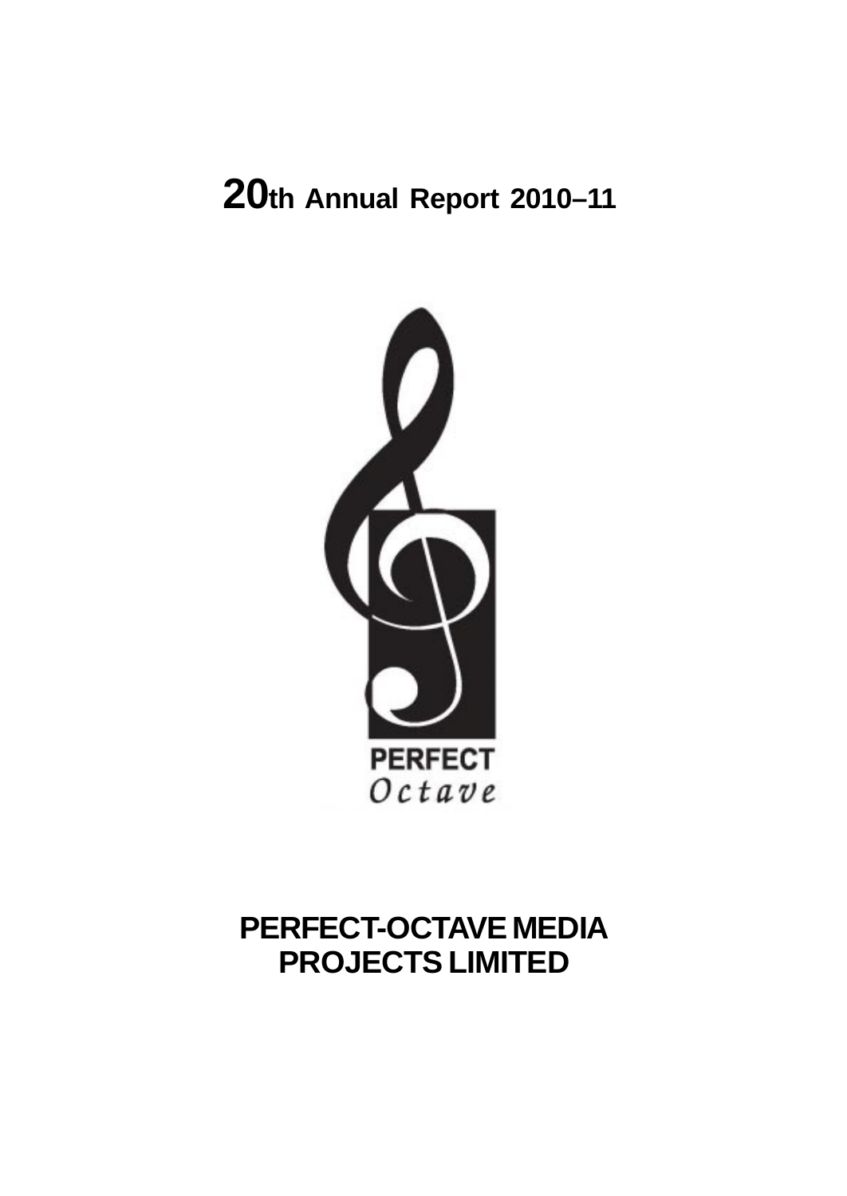# 20th Annual Report 2010–11

PERFECT
*Octave*

# PERFECT-OCTAVE MEDIA PROJECTS LIMITED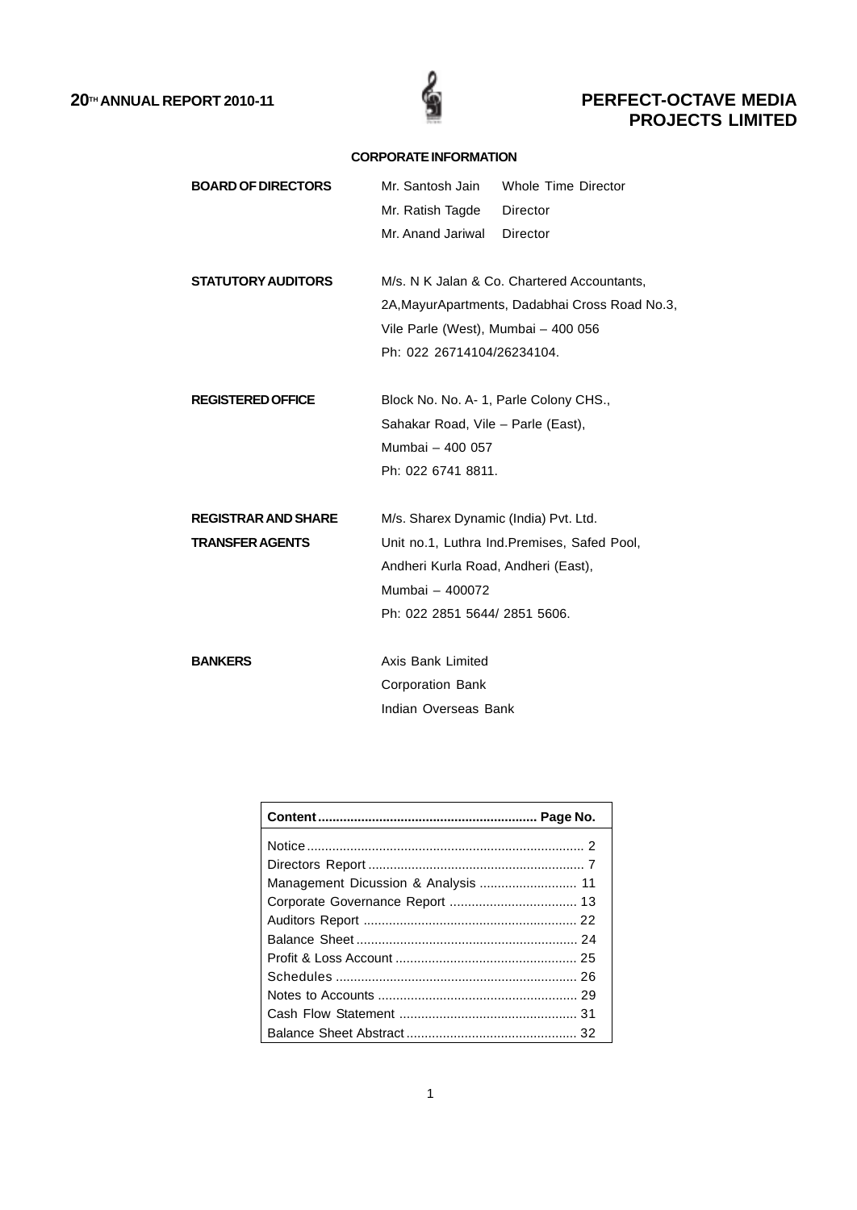## CORPORATE INFORMATION

| | | |
|---|---|---|
| **BOARD OF DIRECTORS** | Mr. Santosh Jain | Whole Time Director |
| | Mr. Ratish Tagde | Director |
| | Mr. Anand Jariwal | Director |

**STATUTORY AUDITORS**

M/s. N K Jalan & Co. Chartered Accountants,
2A,MayurApartments, Dadabhai Cross Road No.3,
Vile Parle (West), Mumbai – 400 056
Ph: 022 26714104/26234104.

**REGISTERED OFFICE**

Block No. No. A- 1, Parle Colony CHS.,
Sahakar Road, Vile – Parle (East),
Mumbai – 400 057
Ph: 022 6741 8811.

**REGISTRAR AND SHARE TRANSFER AGENTS**

M/s. Sharex Dynamic (India) Pvt. Ltd.
Unit no.1, Luthra Ind.Premises, Safed Pool,
Andheri Kurla Road, Andheri (East),
Mumbai – 400072
Ph: 022 2851 5644/ 2851 5606.

**BANKERS**

Axis Bank Limited
Corporation Bank
Indian Overseas Bank

| **Content** | **Page No.** |
|---|---|
| Notice | 2 |
| Directors Report | 7 |
| Management Dicussion & Analysis | 11 |
| Corporate Governance Report | 13 |
| Auditors Report | 22 |
| Balance Sheet | 24 |
| Profit & Loss Account | 25 |
| Schedules | 26 |
| Notes to Accounts | 29 |
| Cash Flow Statement | 31 |
| Balance Sheet Abstract | 32 |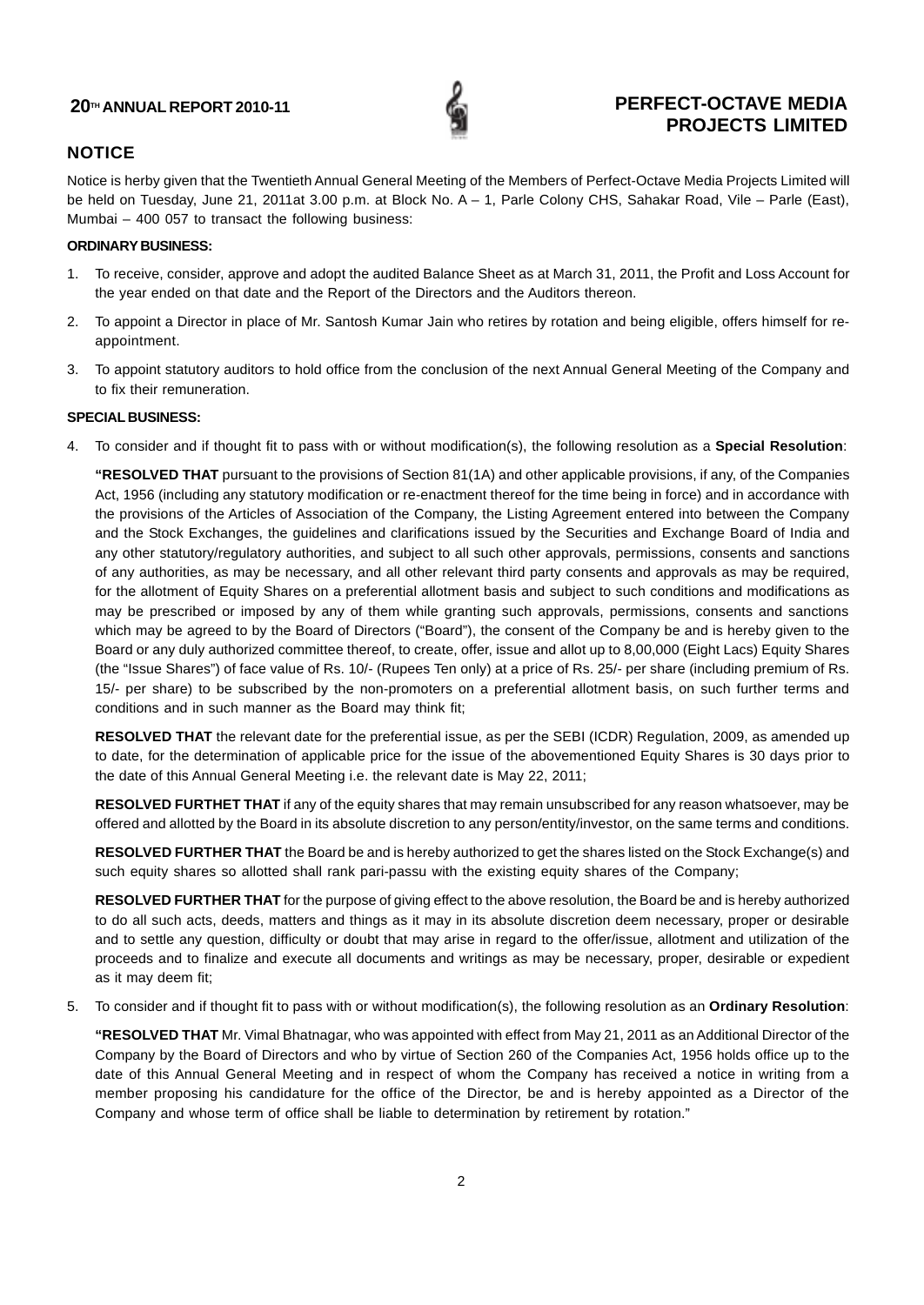## NOTICE

Notice is herby given that the Twentieth Annual General Meeting of the Members of Perfect-Octave Media Projects Limited will be held on Tuesday, June 21, 2011at 3.00 p.m. at Block No. A – 1, Parle Colony CHS, Sahakar Road, Vile – Parle (East), Mumbai – 400 057 to transact the following business:

**ORDINARY BUSINESS:**

1. To receive, consider, approve and adopt the audited Balance Sheet as at March 31, 2011, the Profit and Loss Account for the year ended on that date and the Report of the Directors and the Auditors thereon.
2. To appoint a Director in place of Mr. Santosh Kumar Jain who retires by rotation and being eligible, offers himself for re-appointment.
3. To appoint statutory auditors to hold office from the conclusion of the next Annual General Meeting of the Company and to fix their remuneration.

**SPECIAL BUSINESS:**

4. To consider and if thought fit to pass with or without modification(s), the following resolution as a **Special Resolution**:

   **"RESOLVED THAT** pursuant to the provisions of Section 81(1A) and other applicable provisions, if any, of the Companies Act, 1956 (including any statutory modification or re-enactment thereof for the time being in force) and in accordance with the provisions of the Articles of Association of the Company, the Listing Agreement entered into between the Company and the Stock Exchanges, the guidelines and clarifications issued by the Securities and Exchange Board of India and any other statutory/regulatory authorities, and subject to all such other approvals, permissions, consents and sanctions of any authorities, as may be necessary, and all other relevant third party consents and approvals as may be required, for the allotment of Equity Shares on a preferential allotment basis and subject to such conditions and modifications as may be prescribed or imposed by any of them while granting such approvals, permissions, consents and sanctions which may be agreed to by the Board of Directors ("Board"), the consent of the Company be and is hereby given to the Board or any duly authorized committee thereof, to create, offer, issue and allot up to 8,00,000 (Eight Lacs) Equity Shares (the "Issue Shares") of face value of Rs. 10/- (Rupees Ten only) at a price of Rs. 25/- per share (including premium of Rs. 15/- per share) to be subscribed by the non-promoters on a preferential allotment basis, on such further terms and conditions and in such manner as the Board may think fit;

   **RESOLVED THAT** the relevant date for the preferential issue, as per the SEBI (ICDR) Regulation, 2009, as amended up to date, for the determination of applicable price for the issue of the abovementioned Equity Shares is 30 days prior to the date of this Annual General Meeting i.e. the relevant date is May 22, 2011;

   **RESOLVED FURTHET THAT** if any of the equity shares that may remain unsubscribed for any reason whatsoever, may be offered and allotted by the Board in its absolute discretion to any person/entity/investor, on the same terms and conditions.

   **RESOLVED FURTHER THAT** the Board be and is hereby authorized to get the shares listed on the Stock Exchange(s) and such equity shares so allotted shall rank pari-passu with the existing equity shares of the Company;

   **RESOLVED FURTHER THAT** for the purpose of giving effect to the above resolution, the Board be and is hereby authorized to do all such acts, deeds, matters and things as it may in its absolute discretion deem necessary, proper or desirable and to settle any question, difficulty or doubt that may arise in regard to the offer/issue, allotment and utilization of the proceeds and to finalize and execute all documents and writings as may be necessary, proper, desirable or expedient as it may deem fit;

5. To consider and if thought fit to pass with or without modification(s), the following resolution as an **Ordinary Resolution**:

   **"RESOLVED THAT** Mr. Vimal Bhatnagar, who was appointed with effect from May 21, 2011 as an Additional Director of the Company by the Board of Directors and who by virtue of Section 260 of the Companies Act, 1956 holds office up to the date of this Annual General Meeting and in respect of whom the Company has received a notice in writing from a member proposing his candidature for the office of the Director, be and is hereby appointed as a Director of the Company and whose term of office shall be liable to determination by retirement by rotation."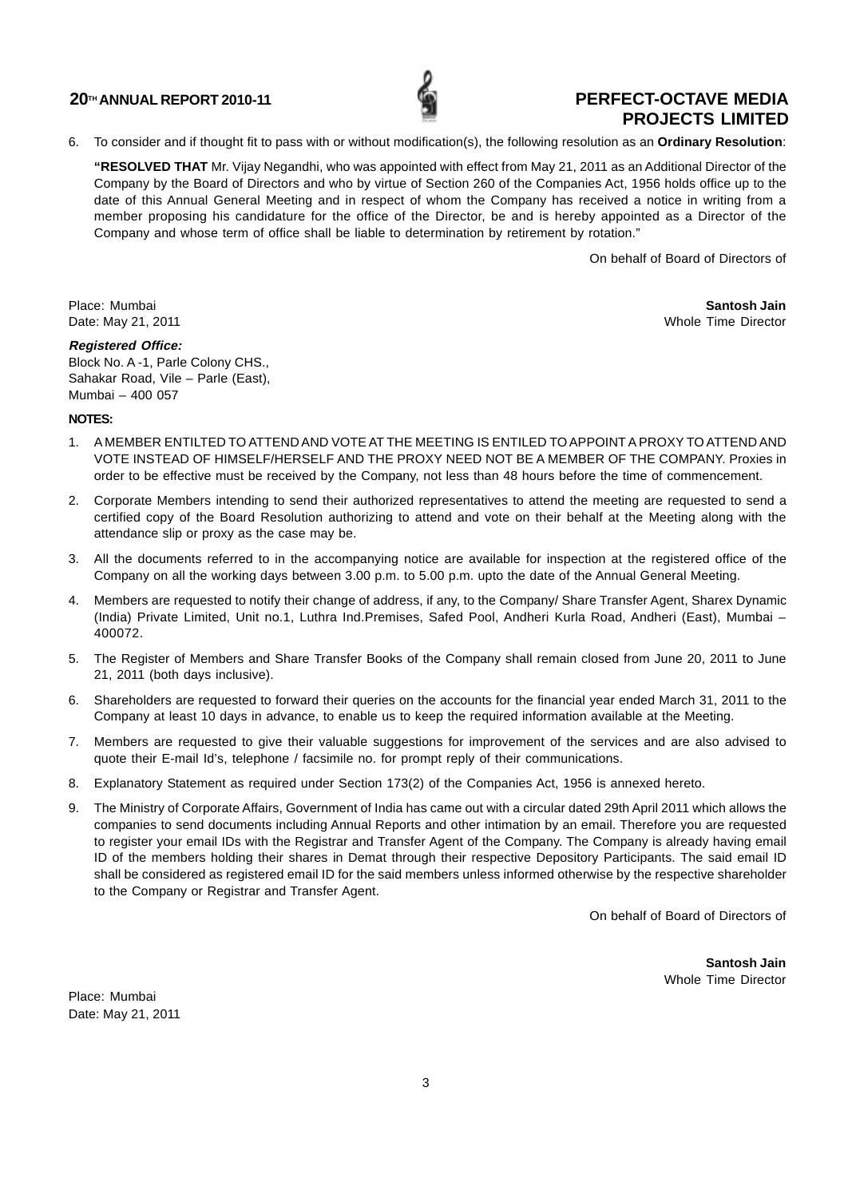6. To consider and if thought fit to pass with or without modification(s), the following resolution as an **Ordinary Resolution**:

   **"RESOLVED THAT** Mr. Vijay Negandhi, who was appointed with effect from May 21, 2011 as an Additional Director of the Company by the Board of Directors and who by virtue of Section 260 of the Companies Act, 1956 holds office up to the date of this Annual General Meeting and in respect of whom the Company has received a notice in writing from a member proposing his candidature for the office of the Director, be and is hereby appointed as a Director of the Company and whose term of office shall be liable to determination by retirement by rotation."

On behalf of Board of Directors of

Place: Mumbai
Date: May 21, 2011

**Santosh Jain**
Whole Time Director

***Registered Office:***
Block No. A -1, Parle Colony CHS.,
Sahakar Road, Vile – Parle (East),
Mumbai – 400 057

**NOTES:**

1. A MEMBER ENTILTED TO ATTEND AND VOTE AT THE MEETING IS ENTILED TO APPOINT A PROXY TO ATTEND AND VOTE INSTEAD OF HIMSELF/HERSELF AND THE PROXY NEED NOT BE A MEMBER OF THE COMPANY. Proxies in order to be effective must be received by the Company, not less than 48 hours before the time of commencement.
2. Corporate Members intending to send their authorized representatives to attend the meeting are requested to send a certified copy of the Board Resolution authorizing to attend and vote on their behalf at the Meeting along with the attendance slip or proxy as the case may be.
3. All the documents referred to in the accompanying notice are available for inspection at the registered office of the Company on all the working days between 3.00 p.m. to 5.00 p.m. upto the date of the Annual General Meeting.
4. Members are requested to notify their change of address, if any, to the Company/ Share Transfer Agent, Sharex Dynamic (India) Private Limited, Unit no.1, Luthra Ind.Premises, Safed Pool, Andheri Kurla Road, Andheri (East), Mumbai – 400072.
5. The Register of Members and Share Transfer Books of the Company shall remain closed from June 20, 2011 to June 21, 2011 (both days inclusive).
6. Shareholders are requested to forward their queries on the accounts for the financial year ended March 31, 2011 to the Company at least 10 days in advance, to enable us to keep the required information available at the Meeting.
7. Members are requested to give their valuable suggestions for improvement of the services and are also advised to quote their E-mail Id's, telephone / facsimile no. for prompt reply of their communications.
8. Explanatory Statement as required under Section 173(2) of the Companies Act, 1956 is annexed hereto.
9. The Ministry of Corporate Affairs, Government of India has came out with a circular dated 29th April 2011 which allows the companies to send documents including Annual Reports and other intimation by an email. Therefore you are requested to register your email IDs with the Registrar and Transfer Agent of the Company. The Company is already having email ID of the members holding their shares in Demat through their respective Depository Participants. The said email ID shall be considered as registered email ID for the said members unless informed otherwise by the respective shareholder to the Company or Registrar and Transfer Agent.

On behalf of Board of Directors of

**Santosh Jain**
Whole Time Director

Place: Mumbai
Date: May 21, 2011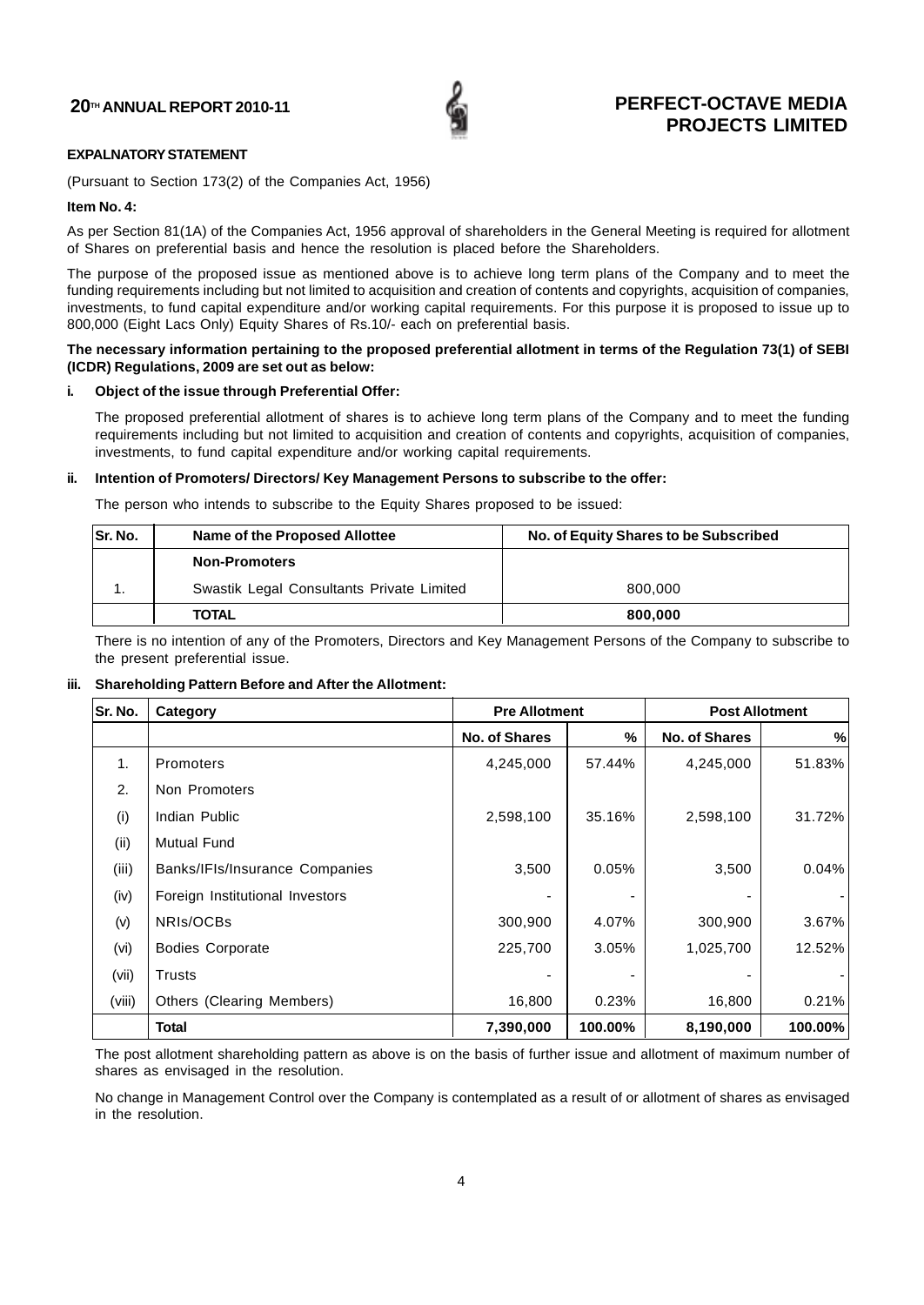## EXPALNATORY STATEMENT

(Pursuant to Section 173(2) of the Companies Act, 1956)

**Item No. 4:**

As per Section 81(1A) of the Companies Act, 1956 approval of shareholders in the General Meeting is required for allotment of Shares on preferential basis and hence the resolution is placed before the Shareholders.

The purpose of the proposed issue as mentioned above is to achieve long term plans of the Company and to meet the funding requirements including but not limited to acquisition and creation of contents and copyrights, acquisition of companies, investments, to fund capital expenditure and/or working capital requirements. For this purpose it is proposed to issue up to 800,000 (Eight Lacs Only) Equity Shares of Rs.10/- each on preferential basis.

**The necessary information pertaining to the proposed preferential allotment in terms of the Regulation 73(1) of SEBI (ICDR) Regulations, 2009 are set out as below:**

**i. Object of the issue through Preferential Offer:**

The proposed preferential allotment of shares is to achieve long term plans of the Company and to meet the funding requirements including but not limited to acquisition and creation of contents and copyrights, acquisition of companies, investments, to fund capital expenditure and/or working capital requirements.

**ii. Intention of Promoters/ Directors/ Key Management Persons to subscribe to the offer:**

The person who intends to subscribe to the Equity Shares proposed to be issued:

| Sr. No. | Name of the Proposed Allottee | No. of Equity Shares to be Subscribed |
|---|---|---|
| | **Non-Promoters** | |
| 1. | Swastik Legal Consultants Private Limited | 800,000 |
| | **TOTAL** | **800,000** |

There is no intention of any of the Promoters, Directors and Key Management Persons of the Company to subscribe to the present preferential issue.

**iii. Shareholding Pattern Before and After the Allotment:**

| Sr. No. | Category | Pre Allotment | | Post Allotment | |
|---|---|---|---|---|---|
| | | No. of Shares | % | No. of Shares | % |
| 1. | Promoters | 4,245,000 | 57.44% | 4,245,000 | 51.83% |
| 2. | Non Promoters | | | | |
| (i) | Indian Public | 2,598,100 | 35.16% | 2,598,100 | 31.72% |
| (ii) | Mutual Fund | | | | |
| (iii) | Banks/IFIs/Insurance Companies | 3,500 | 0.05% | 3,500 | 0.04% |
| (iv) | Foreign Institutional Investors | - | - | - | - |
| (v) | NRIs/OCBs | 300,900 | 4.07% | 300,900 | 3.67% |
| (vi) | Bodies Corporate | 225,700 | 3.05% | 1,025,700 | 12.52% |
| (vii) | Trusts | - | - | - | - |
| (viii) | Others (Clearing Members) | 16,800 | 0.23% | 16,800 | 0.21% |
| | **Total** | **7,390,000** | **100.00%** | **8,190,000** | **100.00%** |

The post allotment shareholding pattern as above is on the basis of further issue and allotment of maximum number of shares as envisaged in the resolution.

No change in Management Control over the Company is contemplated as a result of or allotment of shares as envisaged in the resolution.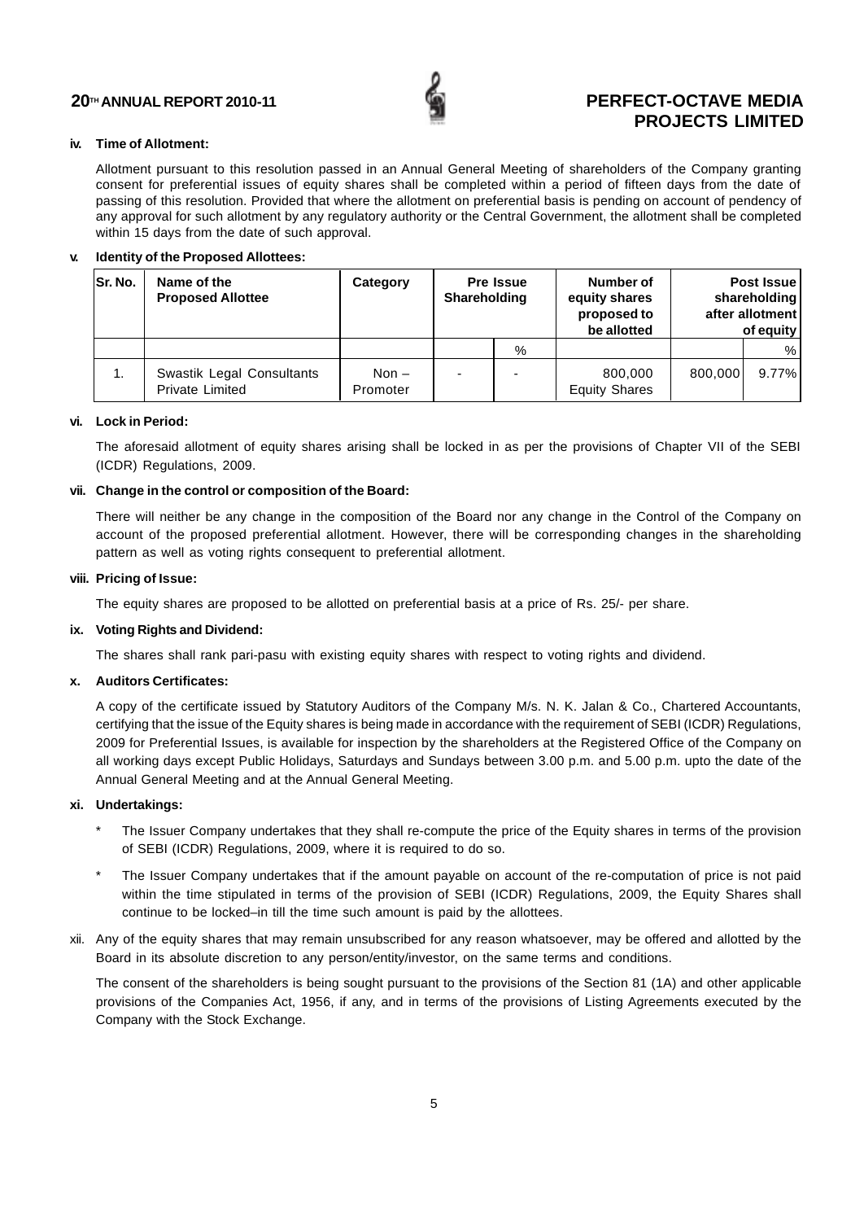**iv. Time of Allotment:**

Allotment pursuant to this resolution passed in an Annual General Meeting of shareholders of the Company granting consent for preferential issues of equity shares shall be completed within a period of fifteen days from the date of passing of this resolution. Provided that where the allotment on preferential basis is pending on account of pendency of any approval for such allotment by any regulatory authority or the Central Government, the allotment shall be completed within 15 days from the date of such approval.

**v. Identity of the Proposed Allottees:**

| Sr. No. | Name of the Proposed Allottee | Category | Pre Issue Shareholding | | Number of equity shares proposed to be allotted | Post Issue shareholding after allotment of equity | |
|---|---|---|---|---|---|---|---|
| | | | | % | | | % |
| 1. | Swastik Legal Consultants Private Limited | Non – Promoter | - | - | 800,000 Equity Shares | 800,000 | 9.77% |

**vi. Lock in Period:**

The aforesaid allotment of equity shares arising shall be locked in as per the provisions of Chapter VII of the SEBI (ICDR) Regulations, 2009.

**vii. Change in the control or composition of the Board:**

There will neither be any change in the composition of the Board nor any change in the Control of the Company on account of the proposed preferential allotment. However, there will be corresponding changes in the shareholding pattern as well as voting rights consequent to preferential allotment.

**viii. Pricing of Issue:**

The equity shares are proposed to be allotted on preferential basis at a price of Rs. 25/- per share.

**ix. Voting Rights and Dividend:**

The shares shall rank pari-pasu with existing equity shares with respect to voting rights and dividend.

**x. Auditors Certificates:**

A copy of the certificate issued by Statutory Auditors of the Company M/s. N. K. Jalan & Co., Chartered Accountants, certifying that the issue of the Equity shares is being made in accordance with the requirement of SEBI (ICDR) Regulations, 2009 for Preferential Issues, is available for inspection by the shareholders at the Registered Office of the Company on all working days except Public Holidays, Saturdays and Sundays between 3.00 p.m. and 5.00 p.m. upto the date of the Annual General Meeting and at the Annual General Meeting.

**xi. Undertakings:**

* The Issuer Company undertakes that they shall re-compute the price of the Equity shares in terms of the provision of SEBI (ICDR) Regulations, 2009, where it is required to do so.

* The Issuer Company undertakes that if the amount payable on account of the re-computation of price is not paid within the time stipulated in terms of the provision of SEBI (ICDR) Regulations, 2009, the Equity Shares shall continue to be locked–in till the time such amount is paid by the allottees.

xii. Any of the equity shares that may remain unsubscribed for any reason whatsoever, may be offered and allotted by the Board in its absolute discretion to any person/entity/investor, on the same terms and conditions.

The consent of the shareholders is being sought pursuant to the provisions of the Section 81 (1A) and other applicable provisions of the Companies Act, 1956, if any, and in terms of the provisions of Listing Agreements executed by the Company with the Stock Exchange.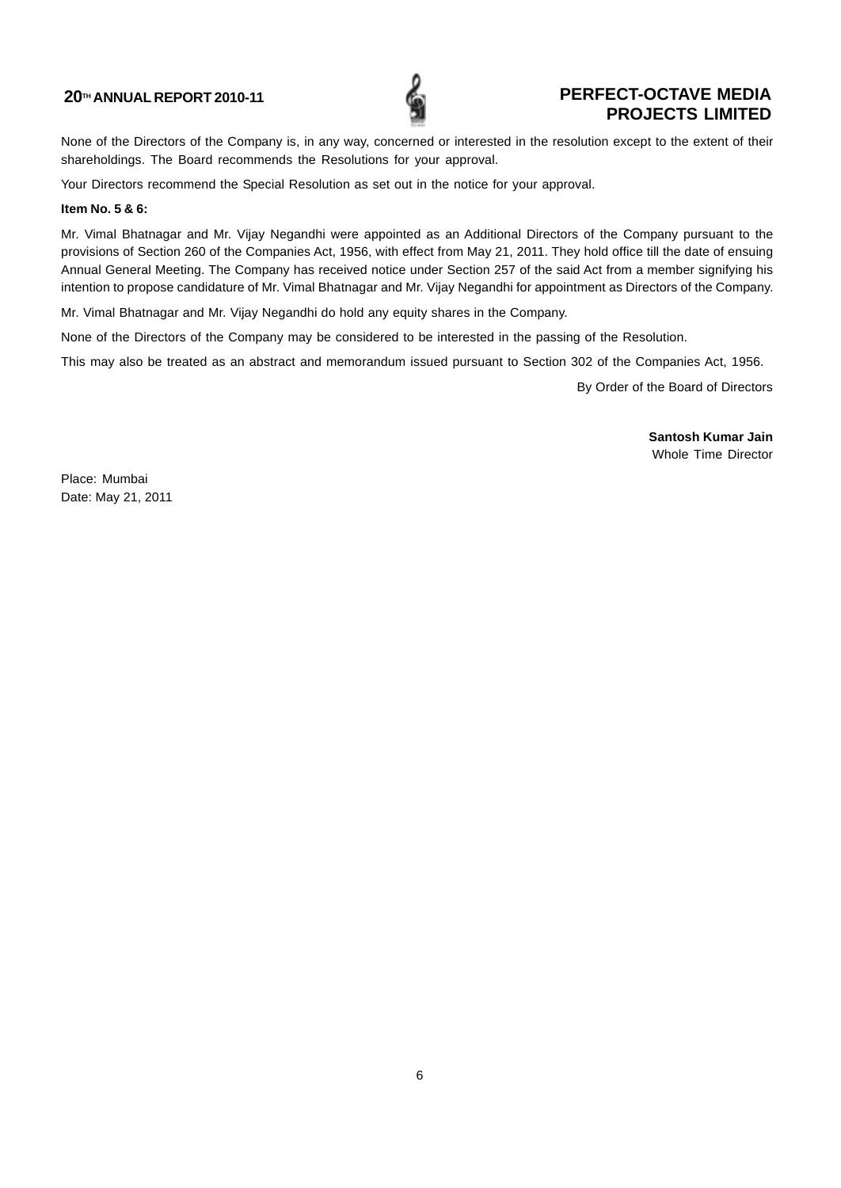None of the Directors of the Company is, in any way, concerned or interested in the resolution except to the extent of their shareholdings. The Board recommends the Resolutions for your approval.

Your Directors recommend the Special Resolution as set out in the notice for your approval.

**Item No. 5 & 6:**

Mr. Vimal Bhatnagar and Mr. Vijay Negandhi were appointed as an Additional Directors of the Company pursuant to the provisions of Section 260 of the Companies Act, 1956, with effect from May 21, 2011. They hold office till the date of ensuing Annual General Meeting. The Company has received notice under Section 257 of the said Act from a member signifying his intention to propose candidature of Mr. Vimal Bhatnagar and Mr. Vijay Negandhi for appointment as Directors of the Company.

Mr. Vimal Bhatnagar and Mr. Vijay Negandhi do hold any equity shares in the Company.

None of the Directors of the Company may be considered to be interested in the passing of the Resolution.

This may also be treated as an abstract and memorandum issued pursuant to Section 302 of the Companies Act, 1956.

By Order of the Board of Directors

**Santosh Kumar Jain**
Whole Time Director

Place: Mumbai
Date: May 21, 2011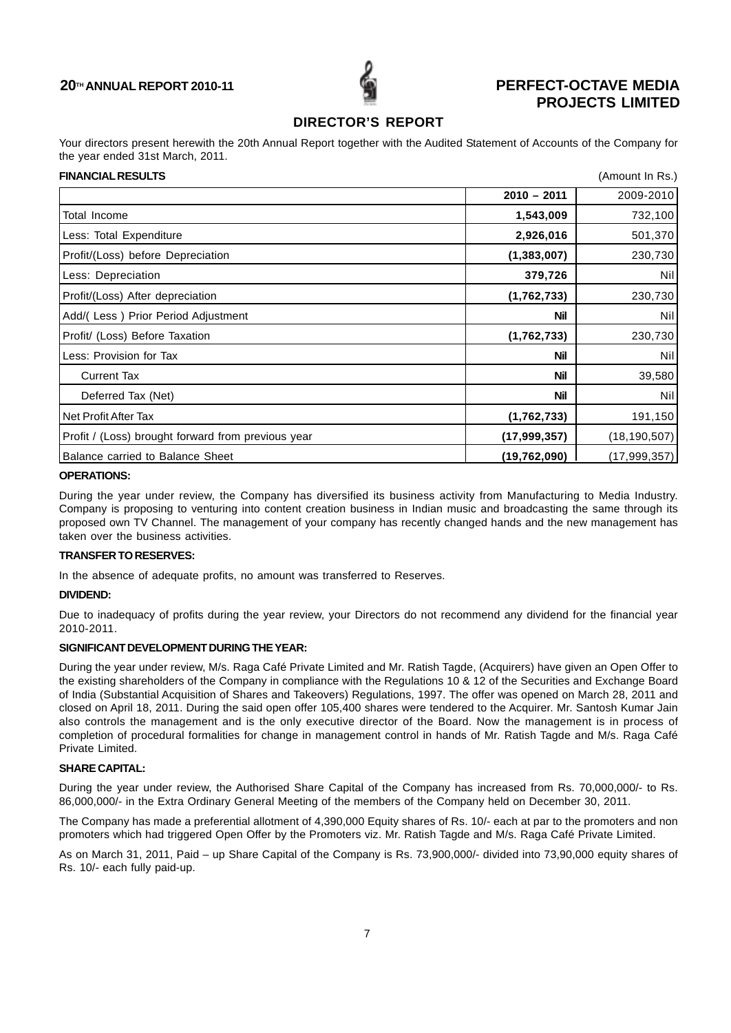## DIRECTOR'S REPORT

Your directors present herewith the 20th Annual Report together with the Audited Statement of Accounts of the Company for the year ended 31st March, 2011.

**FINANCIAL RESULTS** (Amount In Rs.)

| | **2010 – 2011** | 2009-2010 |
|---|---|---|
| Total Income | **1,543,009** | 732,100 |
| Less: Total Expenditure | **2,926,016** | 501,370 |
| Profit/(Loss) before Depreciation | **(1,383,007)** | 230,730 |
| Less: Depreciation | **379,726** | Nil |
| Profit/(Loss) After depreciation | **(1,762,733)** | 230,730 |
| Add/( Less ) Prior Period Adjustment | **Nil** | Nil |
| Profit/ (Loss) Before Taxation | **(1,762,733)** | 230,730 |
| Less: Provision for Tax | **Nil** | Nil |
| Current Tax | **Nil** | 39,580 |
| Deferred Tax (Net) | **Nil** | Nil |
| Net Profit After Tax | **(1,762,733)** | 191,150 |
| Profit / (Loss) brought forward from previous year | **(17,999,357)** | (18,190,507) |
| Balance carried to Balance Sheet | **(19,762,090)** | (17,999,357) |

**OPERATIONS:**

During the year under review, the Company has diversified its business activity from Manufacturing to Media Industry. Company is proposing to venturing into content creation business in Indian music and broadcasting the same through its proposed own TV Channel. The management of your company has recently changed hands and the new management has taken over the business activities.

**TRANSFER TO RESERVES:**

In the absence of adequate profits, no amount was transferred to Reserves.

**DIVIDEND:**

Due to inadequacy of profits during the year review, your Directors do not recommend any dividend for the financial year 2010-2011.

**SIGNIFICANT DEVELOPMENT DURING THE YEAR:**

During the year under review, M/s. Raga Café Private Limited and Mr. Ratish Tagde, (Acquirers) have given an Open Offer to the existing shareholders of the Company in compliance with the Regulations 10 & 12 of the Securities and Exchange Board of India (Substantial Acquisition of Shares and Takeovers) Regulations, 1997. The offer was opened on March 28, 2011 and closed on April 18, 2011. During the said open offer 105,400 shares were tendered to the Acquirer. Mr. Santosh Kumar Jain also controls the management and is the only executive director of the Board. Now the management is in process of completion of procedural formalities for change in management control in hands of Mr. Ratish Tagde and M/s. Raga Café Private Limited.

**SHARE CAPITAL:**

During the year under review, the Authorised Share Capital of the Company has increased from Rs. 70,000,000/- to Rs. 86,000,000/- in the Extra Ordinary General Meeting of the members of the Company held on December 30, 2011.

The Company has made a preferential allotment of 4,390,000 Equity shares of Rs. 10/- each at par to the promoters and non promoters which had triggered Open Offer by the Promoters viz. Mr. Ratish Tagde and M/s. Raga Café Private Limited.

As on March 31, 2011, Paid – up Share Capital of the Company is Rs. 73,900,000/- divided into 73,90,000 equity shares of Rs. 10/- each fully paid-up.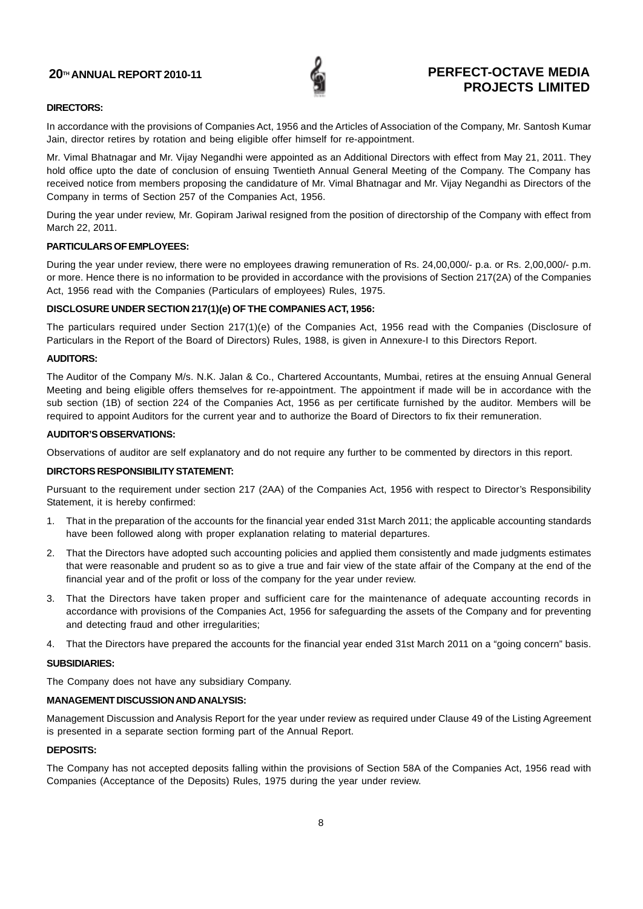**DIRECTORS:**

In accordance with the provisions of Companies Act, 1956 and the Articles of Association of the Company, Mr. Santosh Kumar Jain, director retires by rotation and being eligible offer himself for re-appointment.

Mr. Vimal Bhatnagar and Mr. Vijay Negandhi were appointed as an Additional Directors with effect from May 21, 2011. They hold office upto the date of conclusion of ensuing Twentieth Annual General Meeting of the Company. The Company has received notice from members proposing the candidature of Mr. Vimal Bhatnagar and Mr. Vijay Negandhi as Directors of the Company in terms of Section 257 of the Companies Act, 1956.

During the year under review, Mr. Gopiram Jariwal resigned from the position of directorship of the Company with effect from March 22, 2011.

**PARTICULARS OF EMPLOYEES:**

During the year under review, there were no employees drawing remuneration of Rs. 24,00,000/- p.a. or Rs. 2,00,000/- p.m. or more. Hence there is no information to be provided in accordance with the provisions of Section 217(2A) of the Companies Act, 1956 read with the Companies (Particulars of employees) Rules, 1975.

**DISCLOSURE UNDER SECTION 217(1)(e) OF THE COMPANIES ACT, 1956:**

The particulars required under Section 217(1)(e) of the Companies Act, 1956 read with the Companies (Disclosure of Particulars in the Report of the Board of Directors) Rules, 1988, is given in Annexure-I to this Directors Report.

**AUDITORS:**

The Auditor of the Company M/s. N.K. Jalan & Co., Chartered Accountants, Mumbai, retires at the ensuing Annual General Meeting and being eligible offers themselves for re-appointment. The appointment if made will be in accordance with the sub section (1B) of section 224 of the Companies Act, 1956 as per certificate furnished by the auditor. Members will be required to appoint Auditors for the current year and to authorize the Board of Directors to fix their remuneration.

**AUDITOR'S OBSERVATIONS:**

Observations of auditor are self explanatory and do not require any further to be commented by directors in this report.

**DIRCTORS RESPONSIBILITY STATEMENT:**

Pursuant to the requirement under section 217 (2AA) of the Companies Act, 1956 with respect to Director's Responsibility Statement, it is hereby confirmed:

1. That in the preparation of the accounts for the financial year ended 31st March 2011; the applicable accounting standards have been followed along with proper explanation relating to material departures.
2. That the Directors have adopted such accounting policies and applied them consistently and made judgments estimates that were reasonable and prudent so as to give a true and fair view of the state affair of the Company at the end of the financial year and of the profit or loss of the company for the year under review.
3. That the Directors have taken proper and sufficient care for the maintenance of adequate accounting records in accordance with provisions of the Companies Act, 1956 for safeguarding the assets of the Company and for preventing and detecting fraud and other irregularities;
4. That the Directors have prepared the accounts for the financial year ended 31st March 2011 on a "going concern" basis.

**SUBSIDIARIES:**

The Company does not have any subsidiary Company.

**MANAGEMENT DISCUSSION AND ANALYSIS:**

Management Discussion and Analysis Report for the year under review as required under Clause 49 of the Listing Agreement is presented in a separate section forming part of the Annual Report.

**DEPOSITS:**

The Company has not accepted deposits falling within the provisions of Section 58A of the Companies Act, 1956 read with Companies (Acceptance of the Deposits) Rules, 1975 during the year under review.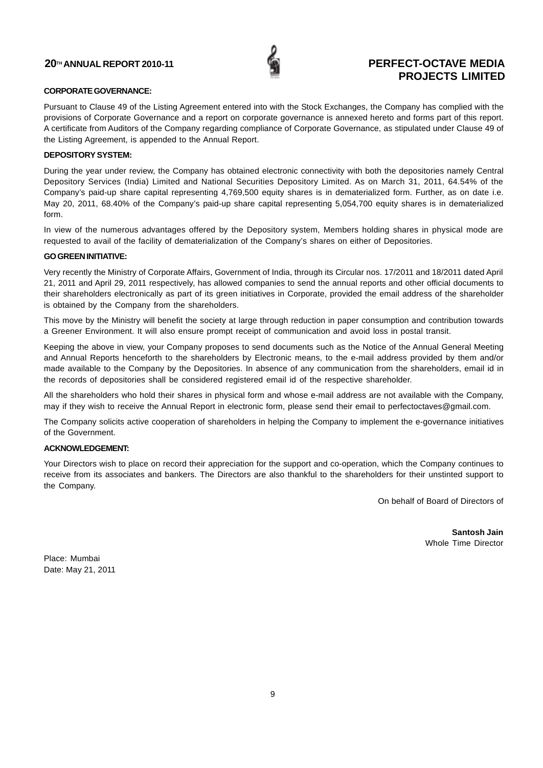**CORPORATE GOVERNANCE:**

Pursuant to Clause 49 of the Listing Agreement entered into with the Stock Exchanges, the Company has complied with the provisions of Corporate Governance and a report on corporate governance is annexed hereto and forms part of this report. A certificate from Auditors of the Company regarding compliance of Corporate Governance, as stipulated under Clause 49 of the Listing Agreement, is appended to the Annual Report.

**DEPOSITORY SYSTEM:**

During the year under review, the Company has obtained electronic connectivity with both the depositories namely Central Depository Services (India) Limited and National Securities Depository Limited. As on March 31, 2011, 64.54% of the Company's paid-up share capital representing 4,769,500 equity shares is in dematerialized form. Further, as on date i.e. May 20, 2011, 68.40% of the Company's paid-up share capital representing 5,054,700 equity shares is in dematerialized form.

In view of the numerous advantages offered by the Depository system, Members holding shares in physical mode are requested to avail of the facility of dematerialization of the Company's shares on either of Depositories.

**GO GREEN INITIATIVE:**

Very recently the Ministry of Corporate Affairs, Government of India, through its Circular nos. 17/2011 and 18/2011 dated April 21, 2011 and April 29, 2011 respectively, has allowed companies to send the annual reports and other official documents to their shareholders electronically as part of its green initiatives in Corporate, provided the email address of the shareholder is obtained by the Company from the shareholders.

This move by the Ministry will benefit the society at large through reduction in paper consumption and contribution towards a Greener Environment. It will also ensure prompt receipt of communication and avoid loss in postal transit.

Keeping the above in view, your Company proposes to send documents such as the Notice of the Annual General Meeting and Annual Reports henceforth to the shareholders by Electronic means, to the e-mail address provided by them and/or made available to the Company by the Depositories. In absence of any communication from the shareholders, email id in the records of depositories shall be considered registered email id of the respective shareholder.

All the shareholders who hold their shares in physical form and whose e-mail address are not available with the Company, may if they wish to receive the Annual Report in electronic form, please send their email to perfectoctaves@gmail.com.

The Company solicits active cooperation of shareholders in helping the Company to implement the e-governance initiatives of the Government.

**ACKNOWLEDGEMENT:**

Your Directors wish to place on record their appreciation for the support and co-operation, which the Company continues to receive from its associates and bankers. The Directors are also thankful to the shareholders for their unstinted support to the Company.

On behalf of Board of Directors of

**Santosh Jain**
Whole Time Director

Place: Mumbai
Date: May 21, 2011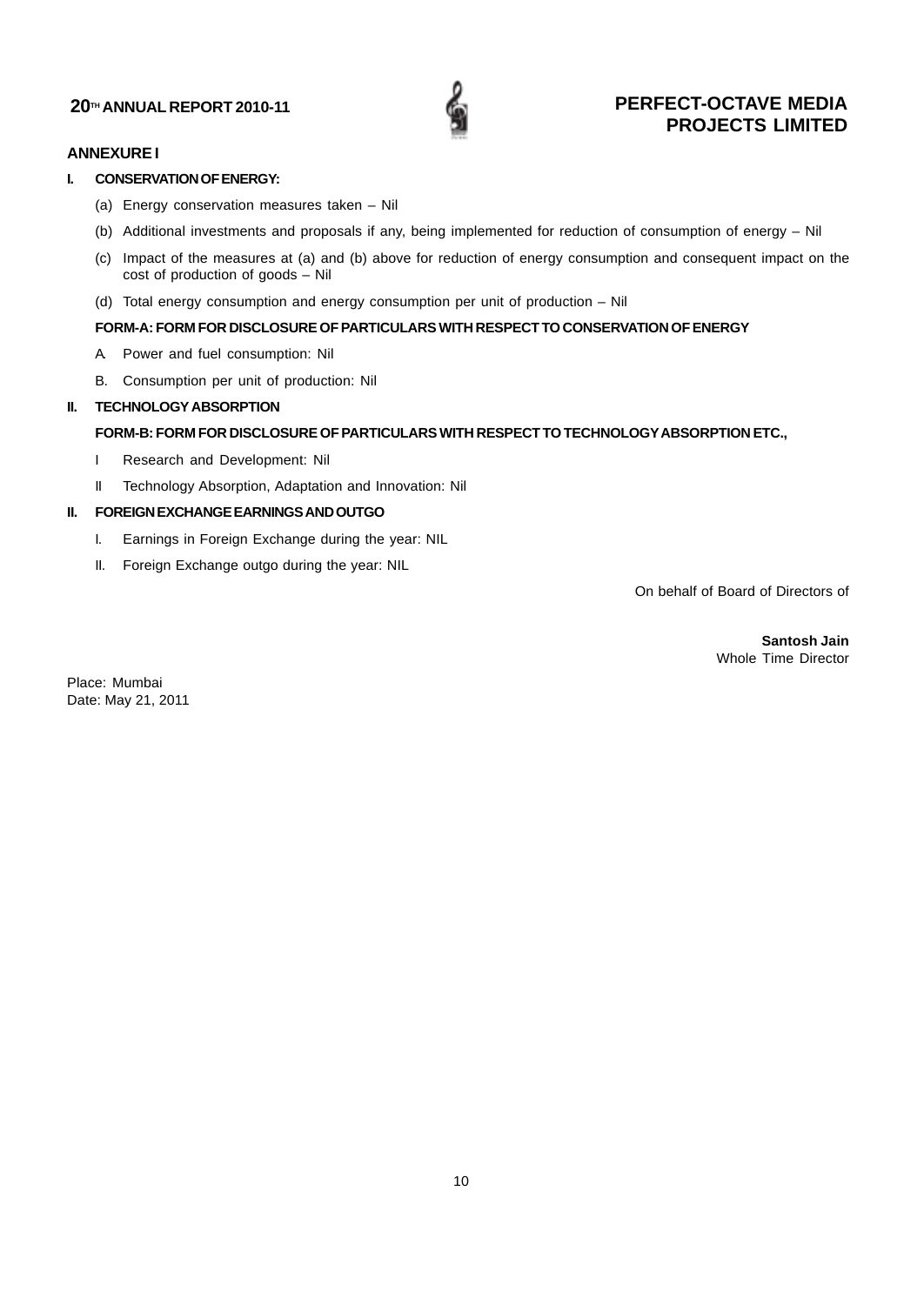## ANNEXURE I

**I. CONSERVATION OF ENERGY:**

(a) Energy conservation measures taken – Nil

(b) Additional investments and proposals if any, being implemented for reduction of consumption of energy – Nil

(c) Impact of the measures at (a) and (b) above for reduction of energy consumption and consequent impact on the cost of production of goods – Nil

(d) Total energy consumption and energy consumption per unit of production – Nil

**FORM-A: FORM FOR DISCLOSURE OF PARTICULARS WITH RESPECT TO CONSERVATION OF ENERGY**

A. Power and fuel consumption: Nil

B. Consumption per unit of production: Nil

**II. TECHNOLOGY ABSORPTION**

**FORM-B: FORM FOR DISCLOSURE OF PARTICULARS WITH RESPECT TO TECHNOLOGY ABSORPTION ETC.,**

I Research and Development: Nil

II Technology Absorption, Adaptation and Innovation: Nil

**II. FOREIGN EXCHANGE EARNINGS AND OUTGO**

I. Earnings in Foreign Exchange during the year: NIL

II. Foreign Exchange outgo during the year: NIL

On behalf of Board of Directors of

**Santosh Jain**
Whole Time Director

Place: Mumbai
Date: May 21, 2011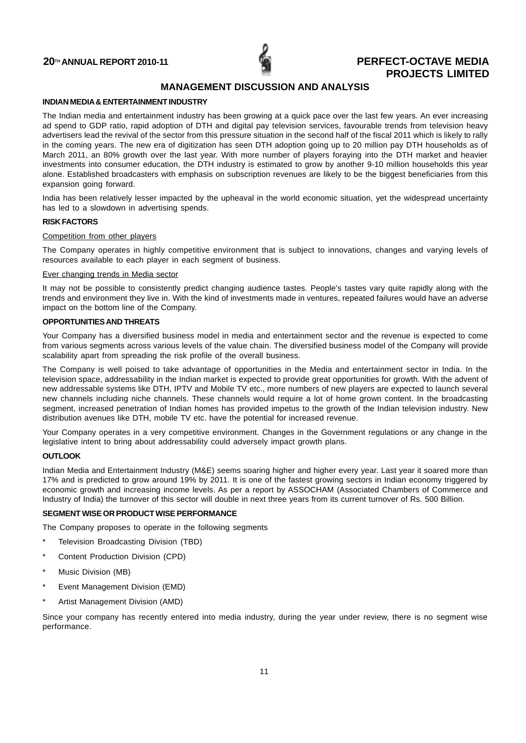## MANAGEMENT DISCUSSION AND ANALYSIS

### INDIAN MEDIA & ENTERTAINMENT INDUSTRY

The Indian media and entertainment industry has been growing at a quick pace over the last few years. An ever increasing ad spend to GDP ratio, rapid adoption of DTH and digital pay television services, favourable trends from television heavy advertisers lead the revival of the sector from this pressure situation in the second half of the fiscal 2011 which is likely to rally in the coming years. The new era of digitization has seen DTH adoption going up to 20 million pay DTH households as of March 2011, an 80% growth over the last year. With more number of players foraying into the DTH market and heavier investments into consumer education, the DTH industry is estimated to grow by another 9-10 million households this year alone. Established broadcasters with emphasis on subscription revenues are likely to be the biggest beneficiaries from this expansion going forward.

India has been relatively lesser impacted by the upheaval in the world economic situation, yet the widespread uncertainty has led to a slowdown in advertising spends.

### RISK FACTORS

Competition from other players

The Company operates in highly competitive environment that is subject to innovations, changes and varying levels of resources available to each player in each segment of business.

Ever changing trends in Media sector

It may not be possible to consistently predict changing audience tastes. People's tastes vary quite rapidly along with the trends and environment they live in. With the kind of investments made in ventures, repeated failures would have an adverse impact on the bottom line of the Company.

### OPPORTUNITIES AND THREATS

Your Company has a diversified business model in media and entertainment sector and the revenue is expected to come from various segments across various levels of the value chain. The diversified business model of the Company will provide scalability apart from spreading the risk profile of the overall business.

The Company is well poised to take advantage of opportunities in the Media and entertainment sector in India. In the television space, addressability in the Indian market is expected to provide great opportunities for growth. With the advent of new addressable systems like DTH, IPTV and Mobile TV etc., more numbers of new players are expected to launch several new channels including niche channels. These channels would require a lot of home grown content. In the broadcasting segment, increased penetration of Indian homes has provided impetus to the growth of the Indian television industry. New distribution avenues like DTH, mobile TV etc. have the potential for increased revenue.

Your Company operates in a very competitive environment. Changes in the Government regulations or any change in the legislative intent to bring about addressability could adversely impact growth plans.

### OUTLOOK

Indian Media and Entertainment Industry (M&E) seems soaring higher and higher every year. Last year it soared more than 17% and is predicted to grow around 19% by 2011. It is one of the fastest growing sectors in Indian economy triggered by economic growth and increasing income levels. As per a report by ASSOCHAM (Associated Chambers of Commerce and Industry of India) the turnover of this sector will double in next three years from its current turnover of Rs. 500 Billion.

### SEGMENT WISE OR PRODUCT WISE PERFORMANCE

The Company proposes to operate in the following segments

* Television Broadcasting Division (TBD)
* Content Production Division (CPD)
* Music Division (MB)
* Event Management Division (EMD)
* Artist Management Division (AMD)

Since your company has recently entered into media industry, during the year under review, there is no segment wise performance.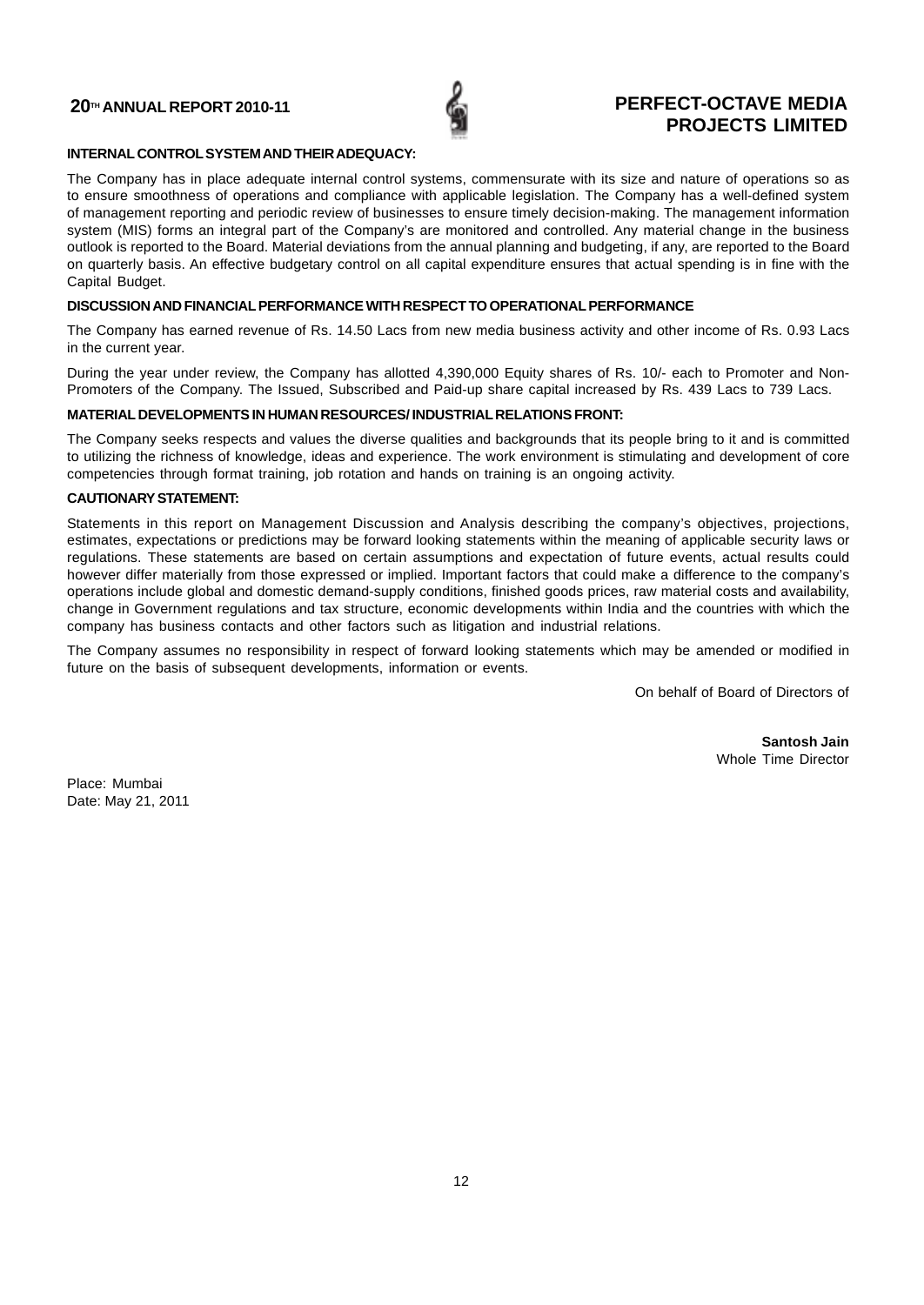**INTERNAL CONTROL SYSTEM AND THEIR ADEQUACY:**

The Company has in place adequate internal control systems, commensurate with its size and nature of operations so as to ensure smoothness of operations and compliance with applicable legislation. The Company has a well-defined system of management reporting and periodic review of businesses to ensure timely decision-making. The management information system (MIS) forms an integral part of the Company's are monitored and controlled. Any material change in the business outlook is reported to the Board. Material deviations from the annual planning and budgeting, if any, are reported to the Board on quarterly basis. An effective budgetary control on all capital expenditure ensures that actual spending is in fine with the Capital Budget.

**DISCUSSION AND FINANCIAL PERFORMANCE WITH RESPECT TO OPERATIONAL PERFORMANCE**

The Company has earned revenue of Rs. 14.50 Lacs from new media business activity and other income of Rs. 0.93 Lacs in the current year.

During the year under review, the Company has allotted 4,390,000 Equity shares of Rs. 10/- each to Promoter and Non-Promoters of the Company. The Issued, Subscribed and Paid-up share capital increased by Rs. 439 Lacs to 739 Lacs.

**MATERIAL DEVELOPMENTS IN HUMAN RESOURCES/ INDUSTRIAL RELATIONS FRONT:**

The Company seeks respects and values the diverse qualities and backgrounds that its people bring to it and is committed to utilizing the richness of knowledge, ideas and experience. The work environment is stimulating and development of core competencies through format training, job rotation and hands on training is an ongoing activity.

**CAUTIONARY STATEMENT:**

Statements in this report on Management Discussion and Analysis describing the company's objectives, projections, estimates, expectations or predictions may be forward looking statements within the meaning of applicable security laws or regulations. These statements are based on certain assumptions and expectation of future events, actual results could however differ materially from those expressed or implied. Important factors that could make a difference to the company's operations include global and domestic demand-supply conditions, finished goods prices, raw material costs and availability, change in Government regulations and tax structure, economic developments within India and the countries with which the company has business contacts and other factors such as litigation and industrial relations.

The Company assumes no responsibility in respect of forward looking statements which may be amended or modified in future on the basis of subsequent developments, information or events.

On behalf of Board of Directors of

**Santosh Jain**
Whole Time Director

Place: Mumbai
Date: May 21, 2011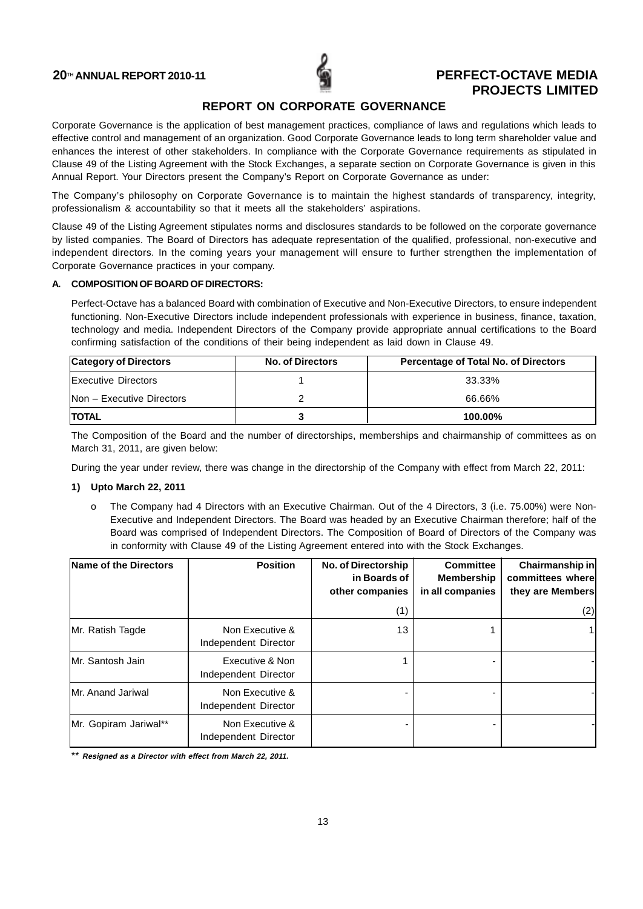# REPORT ON CORPORATE GOVERNANCE

Corporate Governance is the application of best management practices, compliance of laws and regulations which leads to effective control and management of an organization. Good Corporate Governance leads to long term shareholder value and enhances the interest of other stakeholders. In compliance with the Corporate Governance requirements as stipulated in Clause 49 of the Listing Agreement with the Stock Exchanges, a separate section on Corporate Governance is given in this Annual Report. Your Directors present the Company's Report on Corporate Governance as under:

The Company's philosophy on Corporate Governance is to maintain the highest standards of transparency, integrity, professionalism & accountability so that it meets all the stakeholders' aspirations.

Clause 49 of the Listing Agreement stipulates norms and disclosures standards to be followed on the corporate governance by listed companies. The Board of Directors has adequate representation of the qualified, professional, non-executive and independent directors. In the coming years your management will ensure to further strengthen the implementation of Corporate Governance practices in your company.

### A. COMPOSITION OF BOARD OF DIRECTORS:

Perfect-Octave has a balanced Board with combination of Executive and Non-Executive Directors, to ensure independent functioning. Non-Executive Directors include independent professionals with experience in business, finance, taxation, technology and media. Independent Directors of the Company provide appropriate annual certifications to the Board confirming satisfaction of the conditions of their being independent as laid down in Clause 49.

| Category of Directors | No. of Directors | Percentage of Total No. of Directors |
|---|---|---|
| Executive Directors | 1 | 33.33% |
| Non – Executive Directors | 2 | 66.66% |
| **TOTAL** | **3** | **100.00%** |

The Composition of the Board and the number of directorships, memberships and chairmanship of committees as on March 31, 2011, are given below:

During the year under review, there was change in the directorship of the Company with effect from March 22, 2011:

**1) Upto March 22, 2011**

- The Company had 4 Directors with an Executive Chairman. Out of the 4 Directors, 3 (i.e. 75.00%) were Non-Executive and Independent Directors. The Board was headed by an Executive Chairman therefore; half of the Board was comprised of Independent Directors. The Composition of Board of Directors of the Company was in conformity with Clause 49 of the Listing Agreement entered into with the Stock Exchanges.

| Name of the Directors | Position | No. of Directorship in Boards of other companies (1) | Committee Membership in all companies | Chairmanship in committees where they are Members (2) |
|---|---|---|---|---|
| Mr. Ratish Tagde | Non Executive & Independent Director | 13 | 1 | 1 |
| Mr. Santosh Jain | Executive & Non Independent Director | 1 | - | - |
| Mr. Anand Jariwal | Non Executive & Independent Director | - | - | - |
| Mr. Gopiram Jariwal** | Non Executive & Independent Director | - | - | - |

** ***Resigned as a Director with effect from March 22, 2011.***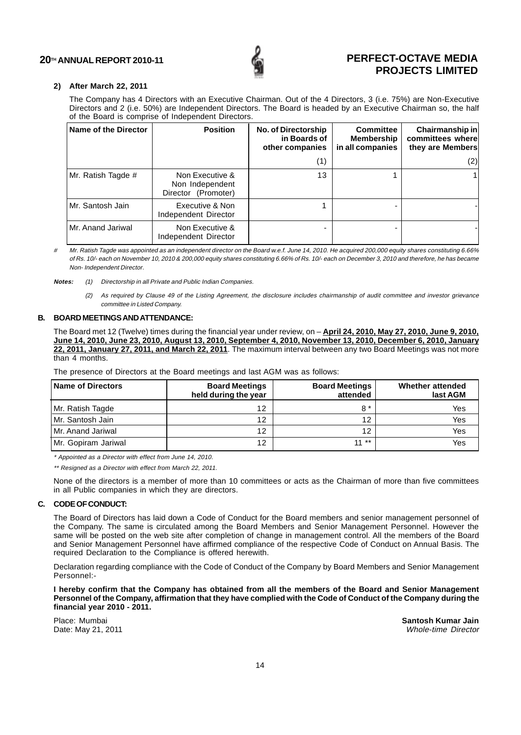**2) After March 22, 2011**

The Company has 4 Directors with an Executive Chairman. Out of the 4 Directors, 3 (i.e. 75%) are Non-Executive Directors and 2 (i.e. 50%) are Independent Directors. The Board is headed by an Executive Chairman so, the half of the Board is comprise of Independent Directors.

| Name of the Director | Position | No. of Directorship in Boards of other companies (1) | Committee Membership in all companies | Chairmanship in committees where they are Members (2) |
|---|---|---|---|---|
| Mr. Ratish Tagde # | Non Executive & Non Independent Director (Promoter) | 13 | 1 | 1 |
| Mr. Santosh Jain | Executive & Non Independent Director | 1 | - | - |
| Mr. Anand Jariwal | Non Executive & Independent Director | - | - | - |

*# Mr. Ratish Tagde was appointed as an independent director on the Board w.e.f. June 14, 2010. He acquired 200,000 equity shares constituting 6.66% of Rs. 10/- each on November 10, 2010 & 200,000 equity shares constituting 6.66% of Rs. 10/- each on December 3, 2010 and therefore, he has became Non- Independent Director.*

***Notes:*** *(1) Directorship in all Private and Public Indian Companies.*

*(2) As required by Clause 49 of the Listing Agreement, the disclosure includes chairmanship of audit committee and investor grievance committee in Listed Company.*

## B. BOARD MEETINGS AND ATTENDANCE:

The Board met 12 (Twelve) times during the financial year under review, on – **April 24, 2010, May 27, 2010, June 9, 2010, June 14, 2010, June 23, 2010, August 13, 2010, September 4, 2010, November 13, 2010, December 6, 2010, January 22, 2011, January 27, 2011, and March 22, 2011**. The maximum interval between any two Board Meetings was not more than 4 months.

The presence of Directors at the Board meetings and last AGM was as follows:

| Name of Directors | Board Meetings held during the year | Board Meetings attended | Whether attended last AGM |
|---|---|---|---|
| Mr. Ratish Tagde | 12 | 8 * | Yes |
| Mr. Santosh Jain | 12 | 12 | Yes |
| Mr. Anand Jariwal | 12 | 12 | Yes |
| Mr. Gopiram Jariwal | 12 | 11 ** | Yes |

*\* Appointed as a Director with effect from June 14, 2010.*

*\*\* Resigned as a Director with effect from March 22, 2011.*

None of the directors is a member of more than 10 committees or acts as the Chairman of more than five committees in all Public companies in which they are directors.

## C. CODE OF CONDUCT:

The Board of Directors has laid down a Code of Conduct for the Board members and senior management personnel of the Company. The same is circulated among the Board Members and Senior Management Personnel. However the same will be posted on the web site after completion of change in management control. All the members of the Board and Senior Management Personnel have affirmed compliance of the respective Code of Conduct on Annual Basis. The required Declaration to the Compliance is offered herewith.

Declaration regarding compliance with the Code of Conduct of the Company by Board Members and Senior Management Personnel:-

**I hereby confirm that the Company has obtained from all the members of the Board and Senior Management Personnel of the Company, affirmation that they have complied with the Code of Conduct of the Company during the financial year 2010 - 2011.**

Place: Mumbai
Date: May 21, 2011

**Santosh Kumar Jain**
*Whole-time Director*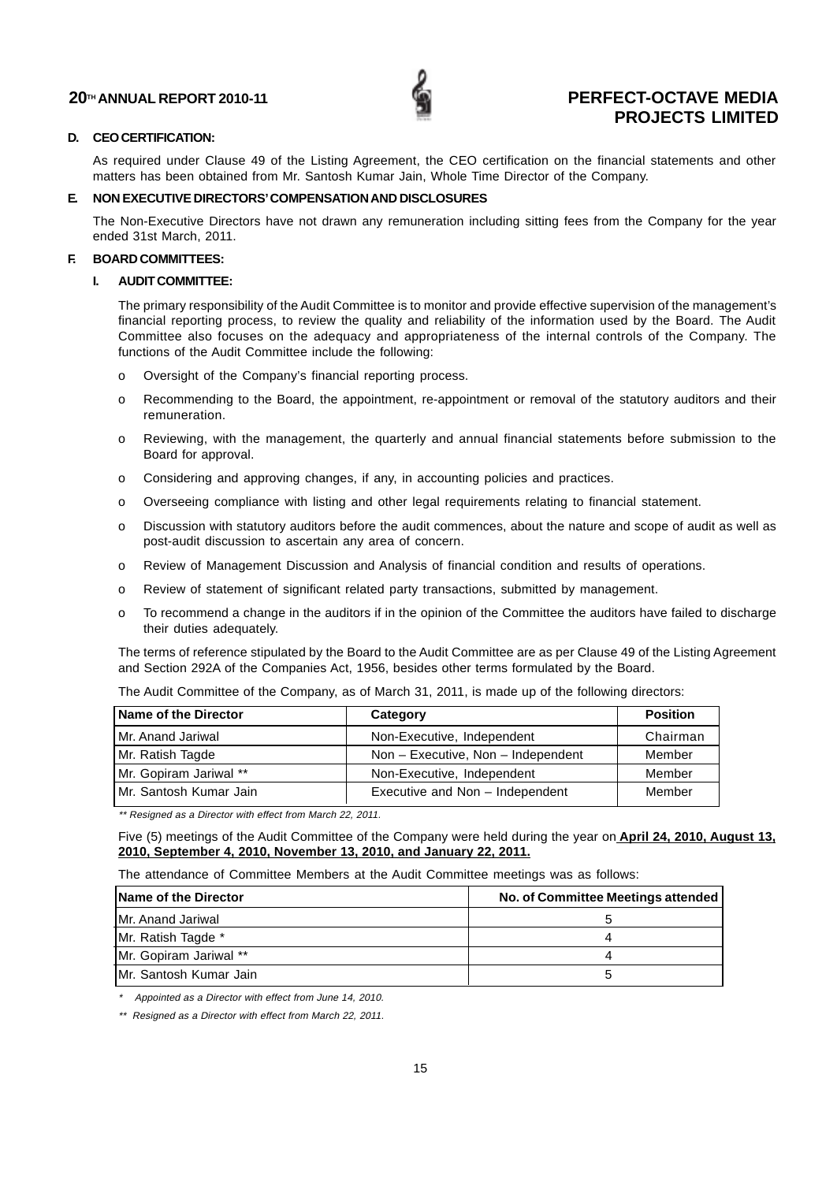### D. CEO CERTIFICATION:

As required under Clause 49 of the Listing Agreement, the CEO certification on the financial statements and other matters has been obtained from Mr. Santosh Kumar Jain, Whole Time Director of the Company.

### E. NON EXECUTIVE DIRECTORS' COMPENSATION AND DISCLOSURES

The Non-Executive Directors have not drawn any remuneration including sitting fees from the Company for the year ended 31st March, 2011.

### F. BOARD COMMITTEES:

#### I. AUDIT COMMITTEE:

The primary responsibility of the Audit Committee is to monitor and provide effective supervision of the management's financial reporting process, to review the quality and reliability of the information used by the Board. The Audit Committee also focuses on the adequacy and appropriateness of the internal controls of the Company. The functions of the Audit Committee include the following:

- o Oversight of the Company's financial reporting process.
- o Recommending to the Board, the appointment, re-appointment or removal of the statutory auditors and their remuneration.
- o Reviewing, with the management, the quarterly and annual financial statements before submission to the Board for approval.
- o Considering and approving changes, if any, in accounting policies and practices.
- o Overseeing compliance with listing and other legal requirements relating to financial statement.
- o Discussion with statutory auditors before the audit commences, about the nature and scope of audit as well as post-audit discussion to ascertain any area of concern.
- o Review of Management Discussion and Analysis of financial condition and results of operations.
- o Review of statement of significant related party transactions, submitted by management.
- o To recommend a change in the auditors if in the opinion of the Committee the auditors have failed to discharge their duties adequately.

The terms of reference stipulated by the Board to the Audit Committee are as per Clause 49 of the Listing Agreement and Section 292A of the Companies Act, 1956, besides other terms formulated by the Board.

The Audit Committee of the Company, as of March 31, 2011, is made up of the following directors:

| Name of the Director | Category | Position |
|---|---|---|
| Mr. Anand Jariwal | Non-Executive, Independent | Chairman |
| Mr. Ratish Tagde | Non – Executive, Non – Independent | Member |
| Mr. Gopiram Jariwal ** | Non-Executive, Independent | Member |
| Mr. Santosh Kumar Jain | Executive and Non – Independent | Member |

*** Resigned as a Director with effect from March 22, 2011.*

Five (5) meetings of the Audit Committee of the Company were held during the year on **April 24, 2010, August 13, 2010, September 4, 2010, November 13, 2010, and January 22, 2011.**

The attendance of Committee Members at the Audit Committee meetings was as follows:

| Name of the Director | No. of Committee Meetings attended |
|---|---|
| Mr. Anand Jariwal | 5 |
| Mr. Ratish Tagde * | 4 |
| Mr. Gopiram Jariwal ** | 4 |
| Mr. Santosh Kumar Jain | 5 |

** Appointed as a Director with effect from June 14, 2010.*

*** Resigned as a Director with effect from March 22, 2011.*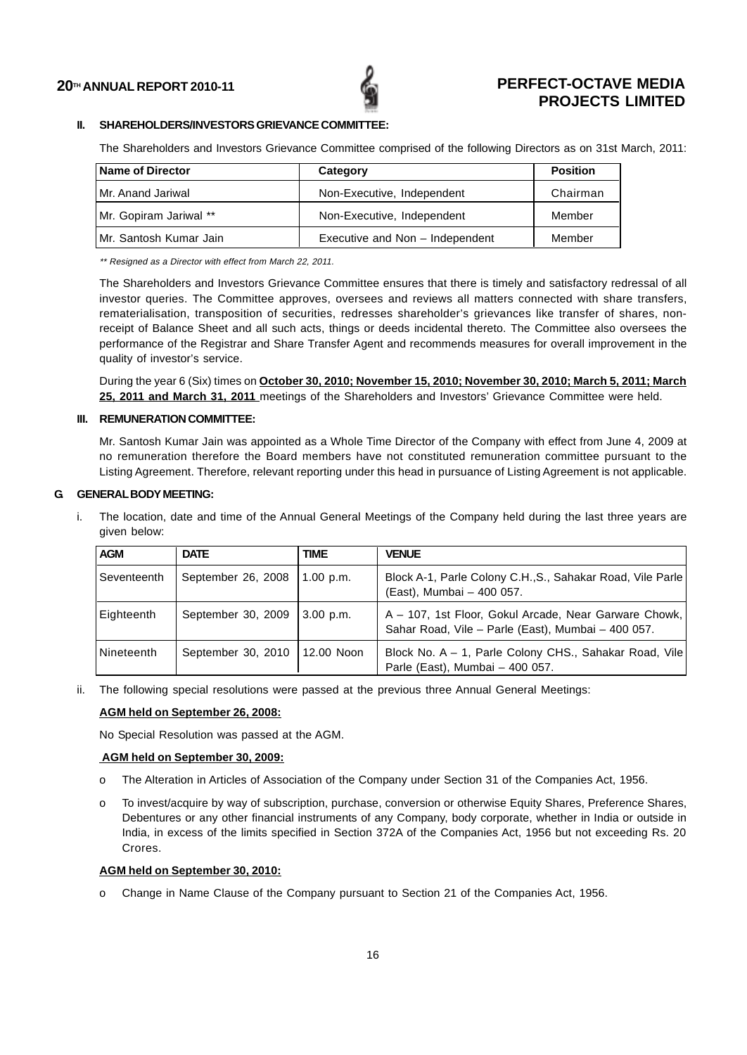### II. SHAREHOLDERS/INVESTORS GRIEVANCE COMMITTEE:

The Shareholders and Investors Grievance Committee comprised of the following Directors as on 31st March, 2011:

| Name of Director | Category | Position |
|---|---|---|
| Mr. Anand Jariwal | Non-Executive, Independent | Chairman |
| Mr. Gopiram Jariwal ** | Non-Executive, Independent | Member |
| Mr. Santosh Kumar Jain | Executive and Non – Independent | Member |

*** Resigned as a Director with effect from March 22, 2011.*

The Shareholders and Investors Grievance Committee ensures that there is timely and satisfactory redressal of all investor queries. The Committee approves, oversees and reviews all matters connected with share transfers, rematerialisation, transposition of securities, redresses shareholder's grievances like transfer of shares, non-receipt of Balance Sheet and all such acts, things or deeds incidental thereto. The Committee also oversees the performance of the Registrar and Share Transfer Agent and recommends measures for overall improvement in the quality of investor's service.

During the year 6 (Six) times on **October 30, 2010; November 15, 2010; November 30, 2010; March 5, 2011; March 25, 2011 and March 31, 2011** meetings of the Shareholders and Investors' Grievance Committee were held.

### III. REMUNERATION COMMITTEE:

Mr. Santosh Kumar Jain was appointed as a Whole Time Director of the Company with effect from June 4, 2009 at no remuneration therefore the Board members have not constituted remuneration committee pursuant to the Listing Agreement. Therefore, relevant reporting under this head in pursuance of Listing Agreement is not applicable.

## G. GENERAL BODY MEETING:

i. The location, date and time of the Annual General Meetings of the Company held during the last three years are given below:

| AGM | DATE | TIME | VENUE |
|---|---|---|---|
| Seventeenth | September 26, 2008 | 1.00 p.m. | Block A-1, Parle Colony C.H.,S., Sahakar Road, Vile Parle (East), Mumbai – 400 057. |
| Eighteenth | September 30, 2009 | 3.00 p.m. | A – 107, 1st Floor, Gokul Arcade, Near Garware Chowk, Sahar Road, Vile – Parle (East), Mumbai – 400 057. |
| Nineteenth | September 30, 2010 | 12.00 Noon | Block No. A – 1, Parle Colony CHS., Sahakar Road, Vile Parle (East), Mumbai – 400 057. |

ii. The following special resolutions were passed at the previous three Annual General Meetings:

**AGM held on September 26, 2008:**

No Special Resolution was passed at the AGM.

**AGM held on September 30, 2009:**

- The Alteration in Articles of Association of the Company under Section 31 of the Companies Act, 1956.
- To invest/acquire by way of subscription, purchase, conversion or otherwise Equity Shares, Preference Shares, Debentures or any other financial instruments of any Company, body corporate, whether in India or outside in India, in excess of the limits specified in Section 372A of the Companies Act, 1956 but not exceeding Rs. 20 Crores.

**AGM held on September 30, 2010:**

- Change in Name Clause of the Company pursuant to Section 21 of the Companies Act, 1956.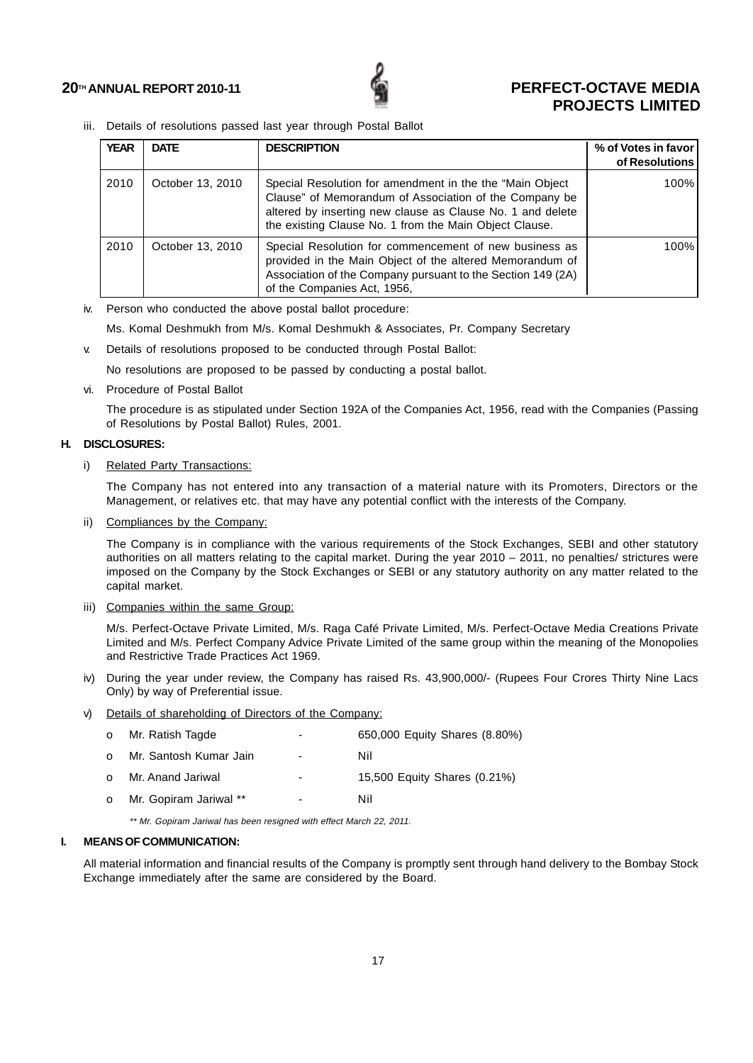iii. Details of resolutions passed last year through Postal Ballot

| YEAR | DATE | DESCRIPTION | % of Votes in favor of Resolutions |
|---|---|---|---|
| 2010 | October 13, 2010 | Special Resolution for amendment in the the "Main Object Clause" of Memorandum of Association of the Company be altered by inserting new clause as Clause No. 1 and delete the existing Clause No. 1 from the Main Object Clause. | 100% |
| 2010 | October 13, 2010 | Special Resolution for commencement of new business as provided in the Main Object of the altered Memorandum of Association of the Company pursuant to the Section 149 (2A) of the Companies Act, 1956, | 100% |

iv. Person who conducted the above postal ballot procedure:

Ms. Komal Deshmukh from M/s. Komal Deshmukh & Associates, Pr. Company Secretary

v. Details of resolutions proposed to be conducted through Postal Ballot:

No resolutions are proposed to be passed by conducting a postal ballot.

vi. Procedure of Postal Ballot

The procedure is as stipulated under Section 192A of the Companies Act, 1956, read with the Companies (Passing of Resolutions by Postal Ballot) Rules, 2001.

## H. DISCLOSURES:

i) Related Party Transactions:

The Company has not entered into any transaction of a material nature with its Promoters, Directors or the Management, or relatives etc. that may have any potential conflict with the interests of the Company.

ii) Compliances by the Company:

The Company is in compliance with the various requirements of the Stock Exchanges, SEBI and other statutory authorities on all matters relating to the capital market. During the year 2010 – 2011, no penalties/ strictures were imposed on the Company by the Stock Exchanges or SEBI or any statutory authority on any matter related to the capital market.

iii) Companies within the same Group:

M/s. Perfect-Octave Private Limited, M/s. Raga Café Private Limited, M/s. Perfect-Octave Media Creations Private Limited and M/s. Perfect Company Advice Private Limited of the same group within the meaning of the Monopolies and Restrictive Trade Practices Act 1969.

iv) During the year under review, the Company has raised Rs. 43,900,000/- (Rupees Four Crores Thirty Nine Lacs Only) by way of Preferential issue.

v) Details of shareholding of Directors of the Company:

- Mr. Ratish Tagde - 650,000 Equity Shares (8.80%)
- Mr. Santosh Kumar Jain - Nil
- Mr. Anand Jariwal - 15,500 Equity Shares (0.21%)
- Mr. Gopiram Jariwal ** - Nil

*** Mr. Gopiram Jariwal has been resigned with effect March 22, 2011.*

## I. MEANS OF COMMUNICATION:

All material information and financial results of the Company is promptly sent through hand delivery to the Bombay Stock Exchange immediately after the same are considered by the Board.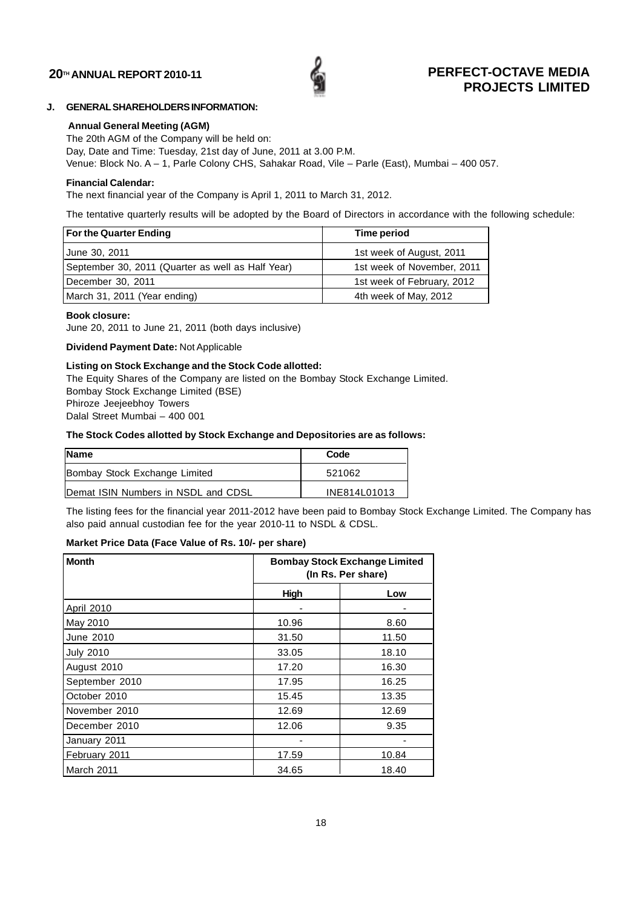## J. GENERAL SHAREHOLDERS INFORMATION:

**Annual General Meeting (AGM)**

The 20th AGM of the Company will be held on:

Day, Date and Time: Tuesday, 21st day of June, 2011 at 3.00 P.M.

Venue: Block No. A – 1, Parle Colony CHS, Sahakar Road, Vile – Parle (East), Mumbai – 400 057.

**Financial Calendar:**

The next financial year of the Company is April 1, 2011 to March 31, 2012.

The tentative quarterly results will be adopted by the Board of Directors in accordance with the following schedule:

| For the Quarter Ending | Time period |
|---|---|
| June 30, 2011 | 1st week of August, 2011 |
| September 30, 2011 (Quarter as well as Half Year) | 1st week of November, 2011 |
| December 30, 2011 | 1st week of February, 2012 |
| March 31, 2011 (Year ending) | 4th week of May, 2012 |

**Book closure:**

June 20, 2011 to June 21, 2011 (both days inclusive)

**Dividend Payment Date:** Not Applicable

**Listing on Stock Exchange and the Stock Code allotted:**

The Equity Shares of the Company are listed on the Bombay Stock Exchange Limited.

Bombay Stock Exchange Limited (BSE)

Phiroze Jeejeebhoy Towers

Dalal Street Mumbai – 400 001

**The Stock Codes allotted by Stock Exchange and Depositories are as follows:**

| Name | Code |
|---|---|
| Bombay Stock Exchange Limited | 521062 |
| Demat ISIN Numbers in NSDL and CDSL | INE814L01013 |

The listing fees for the financial year 2011-2012 have been paid to Bombay Stock Exchange Limited. The Company has also paid annual custodian fee for the year 2010-11 to NSDL & CDSL.

**Market Price Data (Face Value of Rs. 10/- per share)**

| Month | Bombay Stock Exchange Limited (In Rs. Per share) | |
|---|---|---|
| | High | Low |
| April 2010 | - | - |
| May 2010 | 10.96 | 8.60 |
| June 2010 | 31.50 | 11.50 |
| July 2010 | 33.05 | 18.10 |
| August 2010 | 17.20 | 16.30 |
| September 2010 | 17.95 | 16.25 |
| October 2010 | 15.45 | 13.35 |
| November 2010 | 12.69 | 12.69 |
| December 2010 | 12.06 | 9.35 |
| January 2011 | - | - |
| February 2011 | 17.59 | 10.84 |
| March 2011 | 34.65 | 18.40 |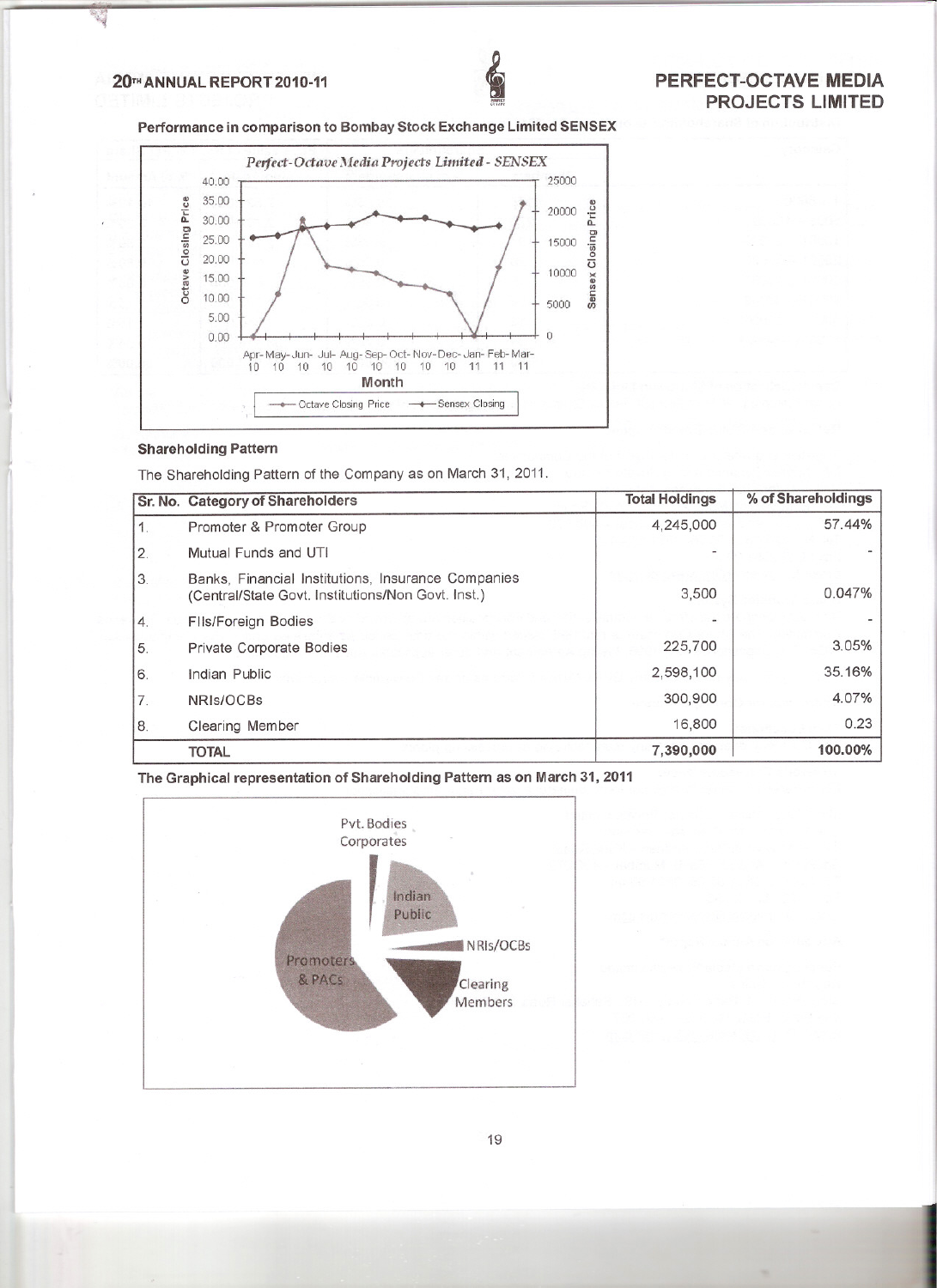### Performance in comparison to Bombay Stock Exchange Limited SENSEX

### Shareholding Pattern

The Shareholding Pattern of the Company as on March 31, 2011.

| Sr. No. | Category of Shareholders | Total Holdings | % of Shareholdings |
|---|---|---|---|
| 1. | Promoter & Promoter Group | 4,245,000 | 57.44% |
| 2. | Mutual Funds and UTI | - | - |
| 3. | Banks, Financial Institutions, Insurance Companies (Central/State Govt. Institutions/Non Govt. Inst.) | 3,500 | 0.047% |
| 4. | FIIs/Foreign Bodies | - | - |
| 5. | Private Corporate Bodies | 225,700 | 3.05% |
| 6. | Indian Public | 2,598,100 | 35.16% |
| 7. | NRIs/OCBs | 300,900 | 4.07% |
| 8. | Clearing Member | 16,800 | 0.23 |
| | TOTAL | 7,390,000 | 100.00% |

**The Graphical representation of Shareholding Pattern as on March 31, 2011**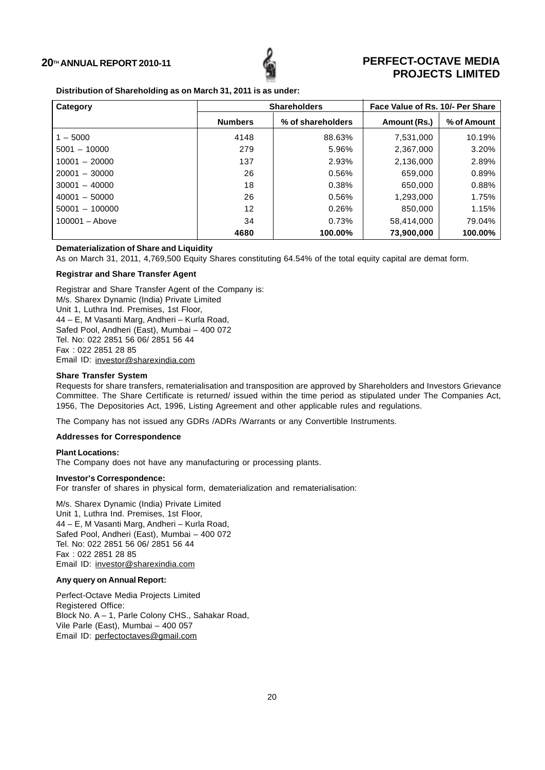**Distribution of Shareholding as on March 31, 2011 is as under:**

| Category | Shareholders | | Face Value of Rs. 10/- Per Share | |
|---|---|---|---|---|
| | Numbers | % of shareholders | Amount (Rs.) | % of Amount |
| 1 – 5000 | 4148 | 88.63% | 7,531,000 | 10.19% |
| 5001 – 10000 | 279 | 5.96% | 2,367,000 | 3.20% |
| 10001 – 20000 | 137 | 2.93% | 2,136,000 | 2.89% |
| 20001 – 30000 | 26 | 0.56% | 659,000 | 0.89% |
| 30001 – 40000 | 18 | 0.38% | 650,000 | 0.88% |
| 40001 – 50000 | 26 | 0.56% | 1,293,000 | 1.75% |
| 50001 – 100000 | 12 | 0.26% | 850,000 | 1.15% |
| 100001 – Above | 34 | 0.73% | 58,414,000 | 79.04% |
| | **4680** | **100.00%** | **73,900,000** | **100.00%** |

**Dematerialization of Share and Liquidity**

As on March 31, 2011, 4,769,500 Equity Shares constituting 64.54% of the total equity capital are demat form.

**Registrar and Share Transfer Agent**

Registrar and Share Transfer Agent of the Company is:
M/s. Sharex Dynamic (India) Private Limited
Unit 1, Luthra Ind. Premises, 1st Floor,
44 – E, M Vasanti Marg, Andheri – Kurla Road,
Safed Pool, Andheri (East), Mumbai – 400 072
Tel. No: 022 2851 56 06/ 2851 56 44
Fax : 022 2851 28 85
Email ID: investor@sharexindia.com

**Share Transfer System**

Requests for share transfers, rematerialisation and transposition are approved by Shareholders and Investors Grievance Committee. The Share Certificate is returned/ issued within the time period as stipulated under The Companies Act, 1956, The Depositories Act, 1996, Listing Agreement and other applicable rules and regulations.

The Company has not issued any GDRs /ADRs /Warrants or any Convertible Instruments.

**Addresses for Correspondence**

**Plant Locations:**

The Company does not have any manufacturing or processing plants.

**Investor's Correspondence:**

For transfer of shares in physical form, dematerialization and rematerialisation:

M/s. Sharex Dynamic (India) Private Limited
Unit 1, Luthra Ind. Premises, 1st Floor,
44 – E, M Vasanti Marg, Andheri – Kurla Road,
Safed Pool, Andheri (East), Mumbai – 400 072
Tel. No: 022 2851 56 06/ 2851 56 44
Fax : 022 2851 28 85
Email ID: investor@sharexindia.com

**Any query on Annual Report:**

Perfect-Octave Media Projects Limited
Registered Office:
Block No. A – 1, Parle Colony CHS., Sahakar Road,
Vile Parle (East), Mumbai – 400 057
Email ID: perfectoctaves@gmail.com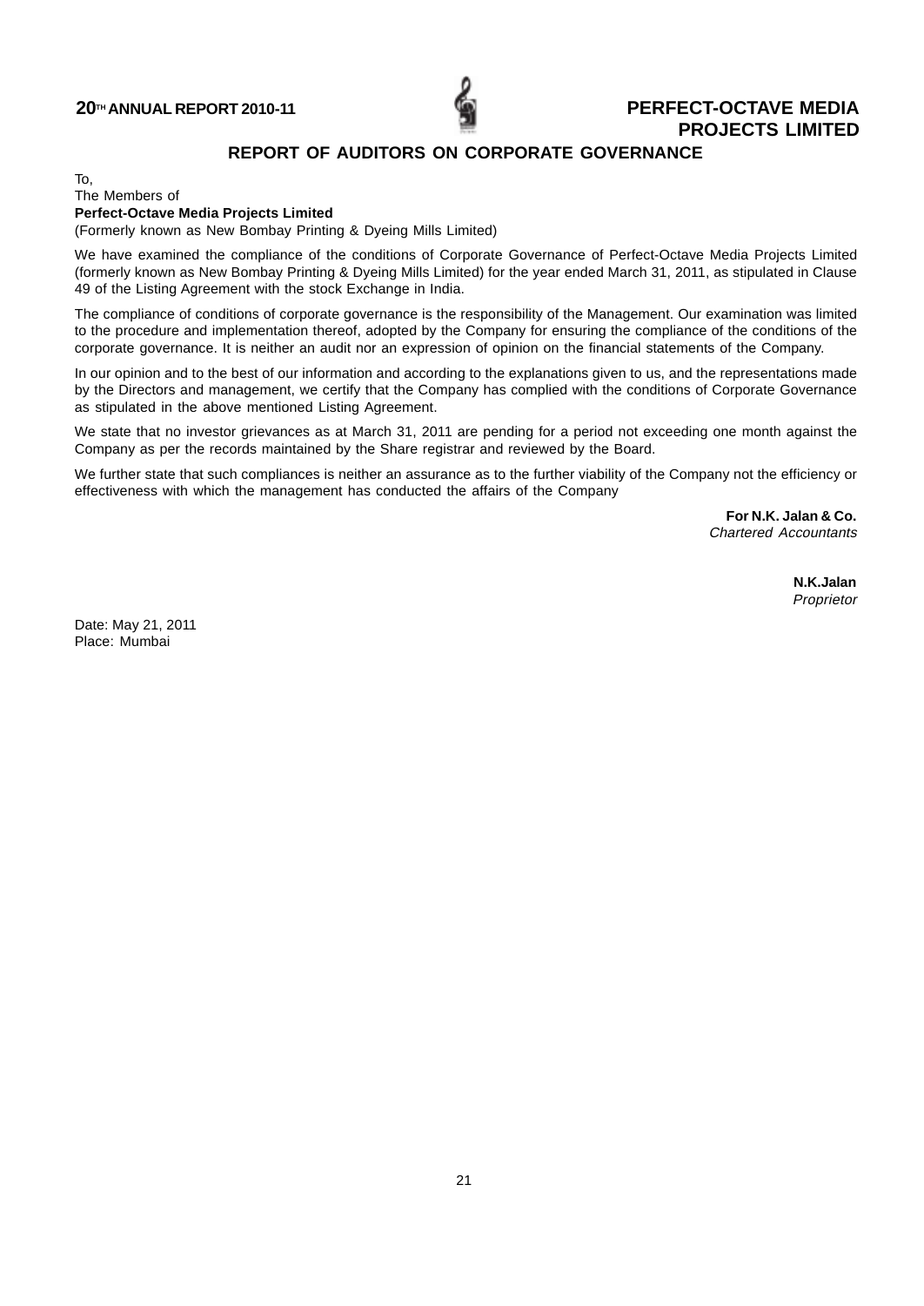## REPORT OF AUDITORS ON CORPORATE GOVERNANCE

To,
The Members of
**Perfect-Octave Media Projects Limited**
(Formerly known as New Bombay Printing & Dyeing Mills Limited)

We have examined the compliance of the conditions of Corporate Governance of Perfect-Octave Media Projects Limited (formerly known as New Bombay Printing & Dyeing Mills Limited) for the year ended March 31, 2011, as stipulated in Clause 49 of the Listing Agreement with the stock Exchange in India.

The compliance of conditions of corporate governance is the responsibility of the Management. Our examination was limited to the procedure and implementation thereof, adopted by the Company for ensuring the compliance of the conditions of the corporate governance. It is neither an audit nor an expression of opinion on the financial statements of the Company.

In our opinion and to the best of our information and according to the explanations given to us, and the representations made by the Directors and management, we certify that the Company has complied with the conditions of Corporate Governance as stipulated in the above mentioned Listing Agreement.

We state that no investor grievances as at March 31, 2011 are pending for a period not exceeding one month against the Company as per the records maintained by the Share registrar and reviewed by the Board.

We further state that such compliances is neither an assurance as to the further viability of the Company not the efficiency or effectiveness with which the management has conducted the affairs of the Company

**For N.K. Jalan & Co.**
*Chartered Accountants*

**N.K.Jalan**
*Proprietor*

Date: May 21, 2011
Place: Mumbai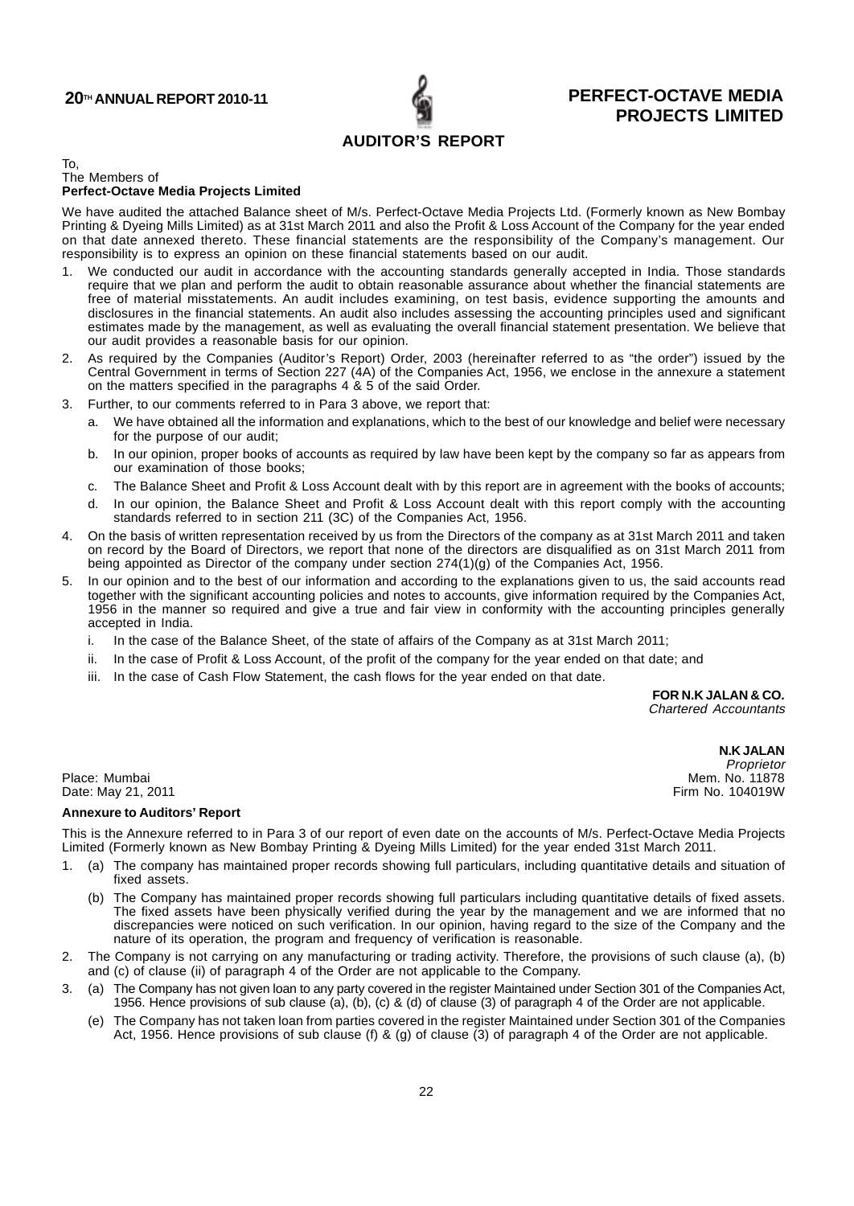# AUDITOR'S REPORT

To,
The Members of
**Perfect-Octave Media Projects Limited**

We have audited the attached Balance sheet of M/s. Perfect-Octave Media Projects Ltd. (Formerly known as New Bombay Printing & Dyeing Mills Limited) as at 31st March 2011 and also the Profit & Loss Account of the Company for the year ended on that date annexed thereto. These financial statements are the responsibility of the Company's management. Our responsibility is to express an opinion on these financial statements based on our audit.

1. We conducted our audit in accordance with the accounting standards generally accepted in India. Those standards require that we plan and perform the audit to obtain reasonable assurance about whether the financial statements are free of material misstatements. An audit includes examining, on test basis, evidence supporting the amounts and disclosures in the financial statements. An audit also includes assessing the accounting principles used and significant estimates made by the management, as well as evaluating the overall financial statement presentation. We believe that our audit provides a reasonable basis for our opinion.
2. As required by the Companies (Auditor's Report) Order, 2003 (hereinafter referred to as "the order") issued by the Central Government in terms of Section 227 (4A) of the Companies Act, 1956, we enclose in the annexure a statement on the matters specified in the paragraphs 4 & 5 of the said Order.
3. Further, to our comments referred to in Para 3 above, we report that:
   a. We have obtained all the information and explanations, which to the best of our knowledge and belief were necessary for the purpose of our audit;
   b. In our opinion, proper books of accounts as required by law have been kept by the company so far as appears from our examination of those books;
   c. The Balance Sheet and Profit & Loss Account dealt with by this report are in agreement with the books of accounts;
   d. In our opinion, the Balance Sheet and Profit & Loss Account dealt with this report comply with the accounting standards referred to in section 211 (3C) of the Companies Act, 1956.
4. On the basis of written representation received by us from the Directors of the company as at 31st March 2011 and taken on record by the Board of Directors, we report that none of the directors are disqualified as on 31st March 2011 from being appointed as Director of the company under section 274(1)(g) of the Companies Act, 1956.
5. In our opinion and to the best of our information and according to the explanations given to us, the said accounts read together with the significant accounting policies and notes to accounts, give information required by the Companies Act, 1956 in the manner so required and give a true and fair view in conformity with the accounting principles generally accepted in India.
   i. In the case of the Balance Sheet, of the state of affairs of the Company as at 31st March 2011;
   ii. In the case of Profit & Loss Account, of the profit of the company for the year ended on that date; and
   iii. In the case of Cash Flow Statement, the cash flows for the year ended on that date.

**FOR N.K JALAN & CO.**
*Chartered Accountants*

**N.K JALAN**
*Proprietor*
Mem. No. 11878
Firm No. 104019W

Place: Mumbai
Date: May 21, 2011

### Annexure to Auditors' Report

This is the Annexure referred to in Para 3 of our report of even date on the accounts of M/s. Perfect-Octave Media Projects Limited (Formerly known as New Bombay Printing & Dyeing Mills Limited) for the year ended 31st March 2011.

1. (a) The company has maintained proper records showing full particulars, including quantitative details and situation of fixed assets.
   (b) The Company has maintained proper records showing full particulars including quantitative details of fixed assets. The fixed assets have been physically verified during the year by the management and we are informed that no discrepancies were noticed on such verification. In our opinion, having regard to the size of the Company and the nature of its operation, the program and frequency of verification is reasonable.
2. The Company is not carrying on any manufacturing or trading activity. Therefore, the provisions of such clause (a), (b) and (c) of clause (ii) of paragraph 4 of the Order are not applicable to the Company.
3. (a) The Company has not given loan to any party covered in the register Maintained under Section 301 of the Companies Act, 1956. Hence provisions of sub clause (a), (b), (c) & (d) of clause (3) of paragraph 4 of the Order are not applicable.
   (e) The Company has not taken loan from parties covered in the register Maintained under Section 301 of the Companies Act, 1956. Hence provisions of sub clause (f) & (g) of clause (3) of paragraph 4 of the Order are not applicable.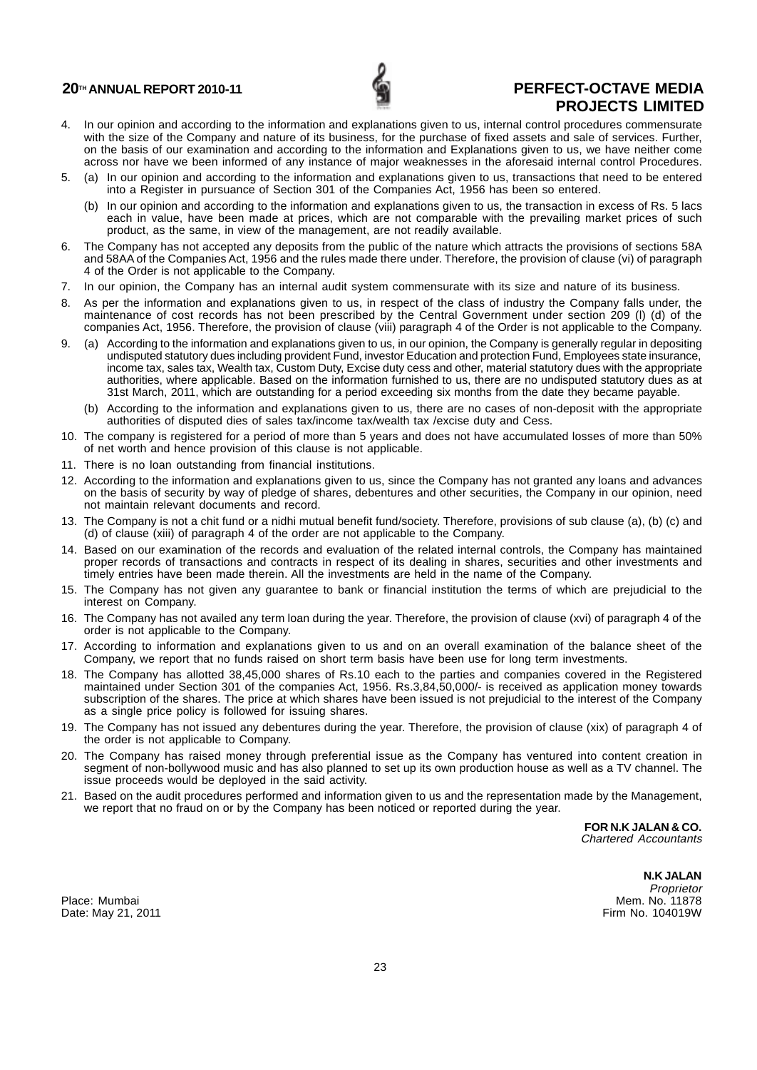4. In our opinion and according to the information and explanations given to us, internal control procedures commensurate with the size of the Company and nature of its business, for the purchase of fixed assets and sale of services. Further, on the basis of our examination and according to the information and Explanations given to us, we have neither come across nor have we been informed of any instance of major weaknesses in the aforesaid internal control Procedures.

5. (a) In our opinion and according to the information and explanations given to us, transactions that need to be entered into a Register in pursuance of Section 301 of the Companies Act, 1956 has been so entered.

   (b) In our opinion and according to the information and explanations given to us, the transaction in excess of Rs. 5 lacs each in value, have been made at prices, which are not comparable with the prevailing market prices of such product, as the same, in view of the management, are not readily available.

6. The Company has not accepted any deposits from the public of the nature which attracts the provisions of sections 58A and 58AA of the Companies Act, 1956 and the rules made there under. Therefore, the provision of clause (vi) of paragraph 4 of the Order is not applicable to the Company.

7. In our opinion, the Company has an internal audit system commensurate with its size and nature of its business.

8. As per the information and explanations given to us, in respect of the class of industry the Company falls under, the maintenance of cost records has not been prescribed by the Central Government under section 209 (l) (d) of the companies Act, 1956. Therefore, the provision of clause (viii) paragraph 4 of the Order is not applicable to the Company.

9. (a) According to the information and explanations given to us, in our opinion, the Company is generally regular in depositing undisputed statutory dues including provident Fund, investor Education and protection Fund, Employees state insurance, income tax, sales tax, Wealth tax, Custom Duty, Excise duty cess and other, material statutory dues with the appropriate authorities, where applicable. Based on the information furnished to us, there are no undisputed statutory dues as at 31st March, 2011, which are outstanding for a period exceeding six months from the date they became payable.

   (b) According to the information and explanations given to us, there are no cases of non-deposit with the appropriate authorities of disputed dies of sales tax/income tax/wealth tax /excise duty and Cess.

10. The company is registered for a period of more than 5 years and does not have accumulated losses of more than 50% of net worth and hence provision of this clause is not applicable.

11. There is no loan outstanding from financial institutions.

12. According to the information and explanations given to us, since the Company has not granted any loans and advances on the basis of security by way of pledge of shares, debentures and other securities, the Company in our opinion, need not maintain relevant documents and record.

13. The Company is not a chit fund or a nidhi mutual benefit fund/society. Therefore, provisions of sub clause (a), (b) (c) and (d) of clause (xiii) of paragraph 4 of the order are not applicable to the Company.

14. Based on our examination of the records and evaluation of the related internal controls, the Company has maintained proper records of transactions and contracts in respect of its dealing in shares, securities and other investments and timely entries have been made therein. All the investments are held in the name of the Company.

15. The Company has not given any guarantee to bank or financial institution the terms of which are prejudicial to the interest on Company.

16. The Company has not availed any term loan during the year. Therefore, the provision of clause (xvi) of paragraph 4 of the order is not applicable to the Company.

17. According to information and explanations given to us and on an overall examination of the balance sheet of the Company, we report that no funds raised on short term basis have been use for long term investments.

18. The Company has allotted 38,45,000 shares of Rs.10 each to the parties and companies covered in the Registered maintained under Section 301 of the companies Act, 1956. Rs.3,84,50,000/- is received as application money towards subscription of the shares. The price at which shares have been issued is not prejudicial to the interest of the Company as a single price policy is followed for issuing shares.

19. The Company has not issued any debentures during the year. Therefore, the provision of clause (xix) of paragraph 4 of the order is not applicable to Company.

20. The Company has raised money through preferential issue as the Company has ventured into content creation in segment of non-bollywood music and has also planned to set up its own production house as well as a TV channel. The issue proceeds would be deployed in the said activity.

21. Based on the audit procedures performed and information given to us and the representation made by the Management, we report that no fraud on or by the Company has been noticed or reported during the year.

**FOR N.K JALAN & CO.**
*Chartered Accountants*

**N.K JALAN**
*Proprietor*
Mem. No. 11878
Firm No. 104019W

Place: Mumbai
Date: May 21, 2011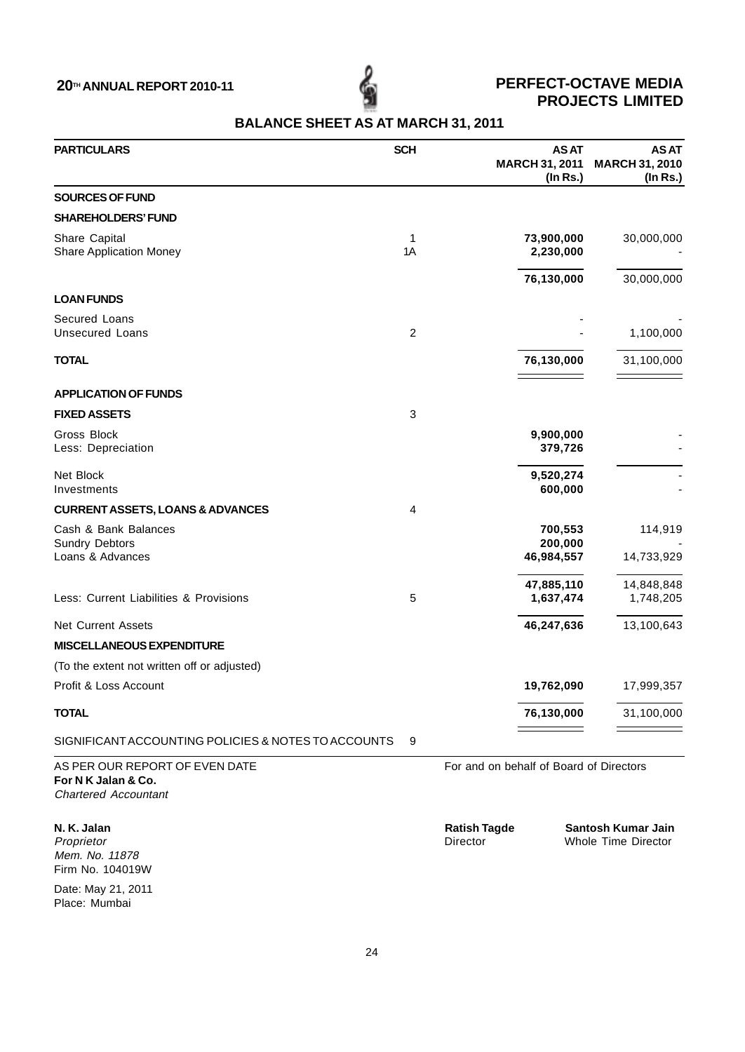# PERFECT-OCTAVE MEDIA PROJECTS LIMITED

## BALANCE SHEET AS AT MARCH 31, 2011

| PARTICULARS | SCH | AS AT MARCH 31, 2011 (In Rs.) | AS AT MARCH 31, 2010 (In Rs.) |
|---|---|---|---|
| **SOURCES OF FUND** | | | |
| **SHAREHOLDERS' FUND** | | | |
| Share Capital | 1 | **73,900,000** | 30,000,000 |
| Share Application Money | 1A | **2,230,000** | - |
| | | **76,130,000** | 30,000,000 |
| **LOAN FUNDS** | | | |
| Secured Loans | | - | - |
| Unsecured Loans | 2 | - | 1,100,000 |
| **TOTAL** | | **76,130,000** | 31,100,000 |
| **APPLICATION OF FUNDS** | | | |
| **FIXED ASSETS** | 3 | | |
| Gross Block | | **9,900,000** | - |
| Less: Depreciation | | **379,726** | - |
| Net Block | | **9,520,274** | - |
| Investments | | **600,000** | - |
| **CURRENT ASSETS, LOANS & ADVANCES** | 4 | | |
| Cash & Bank Balances | | **700,553** | 114,919 |
| Sundry Debtors | | **200,000** | - |
| Loans & Advances | | **46,984,557** | 14,733,929 |
| | | **47,885,110** | 14,848,848 |
| Less: Current Liabilities & Provisions | 5 | **1,637,474** | 1,748,205 |
| Net Current Assets | | **46,247,636** | 13,100,643 |
| **MISCELLANEOUS EXPENDITURE** | | | |
| (To the extent not written off or adjusted) | | | |
| Profit & Loss Account | | **19,762,090** | 17,999,357 |
| **TOTAL** | | **76,130,000** | 31,100,000 |
| SIGNIFICANT ACCOUNTING POLICIES & NOTES TO ACCOUNTS | 9 | | |

AS PER OUR REPORT OF EVEN DATE
**For N K Jalan & Co.**
*Chartered Accountant*

**N. K. Jalan**
*Proprietor*
*Mem. No. 11878*
Firm No. 104019W

Date: May 21, 2011
Place: Mumbai

For and on behalf of Board of Directors

**Ratish Tagde**
Director

**Santosh Kumar Jain**
Whole Time Director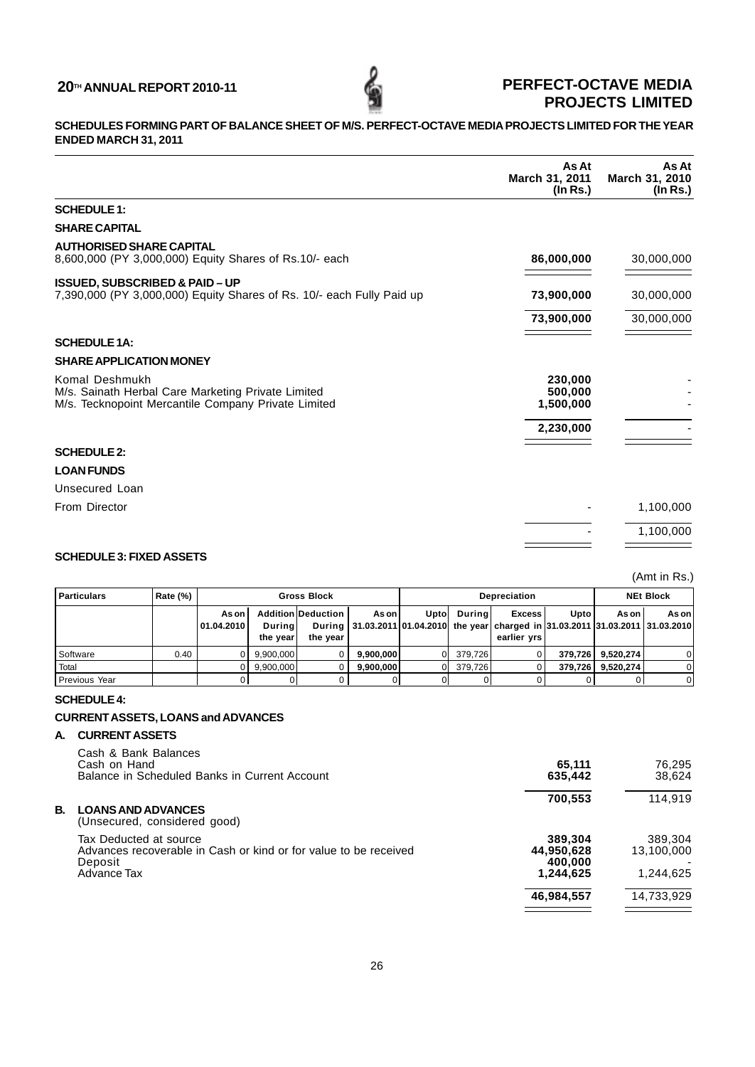**SCHEDULES FORMING PART OF BALANCE SHEET OF M/S. PERFECT-OCTAVE MEDIA PROJECTS LIMITED FOR THE YEAR ENDED MARCH 31, 2011**

| | As At March 31, 2011 (In Rs.) | As At March 31, 2010 (In Rs.) |
|---|---|---|
| **SCHEDULE 1:** | | |
| **SHARE CAPITAL** | | |
| **AUTHORISED SHARE CAPITAL** | | |
| 8,600,000 (PY 3,000,000) Equity Shares of Rs.10/- each | **86,000,000** | 30,000,000 |
| **ISSUED, SUBSCRIBED & PAID – UP** | | |
| 7,390,000 (PY 3,000,000) Equity Shares of Rs. 10/- each Fully Paid up | **73,900,000** | 30,000,000 |
| | **73,900,000** | 30,000,000 |
| **SCHEDULE 1A:** | | |
| **SHARE APPLICATION MONEY** | | |
| Komal Deshmukh | **230,000** | - |
| M/s. Sainath Herbal Care Marketing Private Limited | **500,000** | - |
| M/s. Tecknopoint Mercantile Company Private Limited | **1,500,000** | - |
| | **2,230,000** | - |
| **SCHEDULE 2:** | | |
| **LOAN FUNDS** | | |
| Unsecured Loan | | |
| From Director | - | 1,100,000 |
| | - | 1,100,000 |

**SCHEDULE 3: FIXED ASSETS**

(Amt in Rs.)

| Particulars | Rate (%) | Gross Block | | | | Depreciation | | | | NEt Block | |
|---|---|---|---|---|---|---|---|---|---|---|---|
| | | As on 01.04.2010 | Addition During the year | Deduction During the year | As on 31.03.2011 | Upto 01.04.2010 | During the year | Excess charged in earlier yrs | Upto 31.03.2011 | As on 31.03.2011 | As on 31.03.2010 |
| Software | 0.40 | 0 | 9,900,000 | 0 | **9,900,000** | 0 | 379,726 | 0 | **379,726** | **9,520,274** | 0 |
| Total | | 0 | 9,900,000 | 0 | **9,900,000** | 0 | 379,726 | 0 | **379,726** | **9,520,274** | 0 |
| Previous Year | | 0 | 0 | 0 | 0 | 0 | 0 | 0 | 0 | 0 | 0 |

**SCHEDULE 4:**

**CURRENT ASSETS, LOANS and ADVANCES**

| | As At March 31, 2011 (In Rs.) | As At March 31, 2010 (In Rs.) |
|---|---|---|
| **A. CURRENT ASSETS** | | |
| Cash & Bank Balances | | |
| Cash on Hand | **65,111** | 76,295 |
| Balance in Scheduled Banks in Current Account | **635,442** | 38,624 |
| | **700,553** | 114,919 |
| **B. LOANS AND ADVANCES** (Unsecured, considered good) | | |
| Tax Deducted at source | **389,304** | 389,304 |
| Advances recoverable in Cash or kind or for value to be received | **44,950,628** | 13,100,000 |
| Deposit | **400,000** | - |
| Advance Tax | **1,244,625** | 1,244,625 |
| | **46,984,557** | 14,733,929 |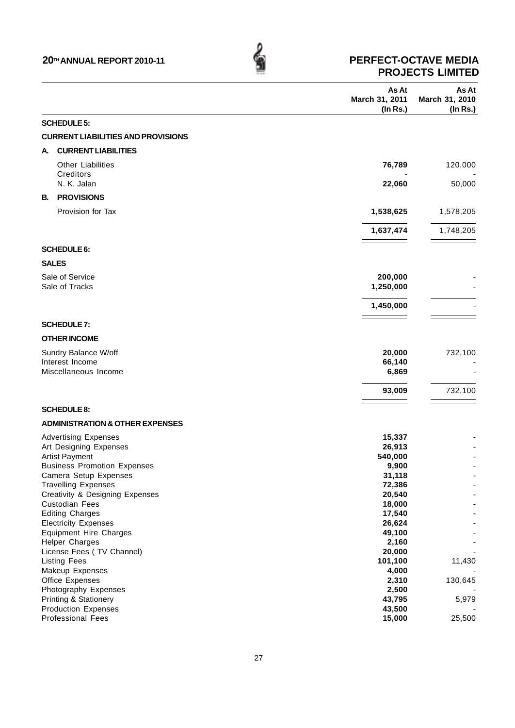| | As At March 31, 2011 (In Rs.) | As At March 31, 2010 (In Rs.) |
|---|---|---|
| **SCHEDULE 5:** | | |
| **CURRENT LIABILITIES AND PROVISIONS** | | |
| **A. CURRENT LIABILITIES** | | |
| Other Liabilities | **76,789** | 120,000 |
| Creditors | - | - |
| N. K. Jalan | **22,060** | 50,000 |
| **B. PROVISIONS** | | |
| Provision for Tax | **1,538,625** | 1,578,205 |
| | **1,637,474** | 1,748,205 |
| **SCHEDULE 6:** | | |
| **SALES** | | |
| Sale of Service | **200,000** | - |
| Sale of Tracks | **1,250,000** | - |
| | **1,450,000** | - |
| **SCHEDULE 7:** | | |
| **OTHER INCOME** | | |
| Sundry Balance W/off | **20,000** | 732,100 |
| Interest Income | **66,140** | - |
| Miscellaneous Income | **6,869** | - |
| | **93,009** | 732,100 |
| **SCHEDULE 8:** | | |
| **ADMINISTRATION & OTHER EXPENSES** | | |
| Advertising Expenses | **15,337** | - |
| Art Designing Expenses | **26,913** | - |
| Artist Payment | **540,000** | - |
| Business Promotion Expenses | **9,900** | - |
| Camera Setup Expenses | **31,118** | - |
| Travelling Expenses | **72,386** | - |
| Creativity & Designing Expenses | **20,540** | - |
| Custodian Fees | **18,000** | - |
| Editing Charges | **17,540** | - |
| Electricity Expenses | **26,624** | - |
| Equipment Hire Charges | **49,100** | - |
| Helper Charges | **2,160** | - |
| License Fees ( TV Channel) | **20,000** | - |
| Listing Fees | **101,100** | 11,430 |
| Makeup Expenses | **4,000** | - |
| Office Expenses | **2,310** | 130,645 |
| Photography Expenses | **2,500** | - |
| Printing & Stationery | **43,795** | 5,979 |
| Production Expenses | **43,500** | - |
| Professional Fees | **15,000** | 25,500 |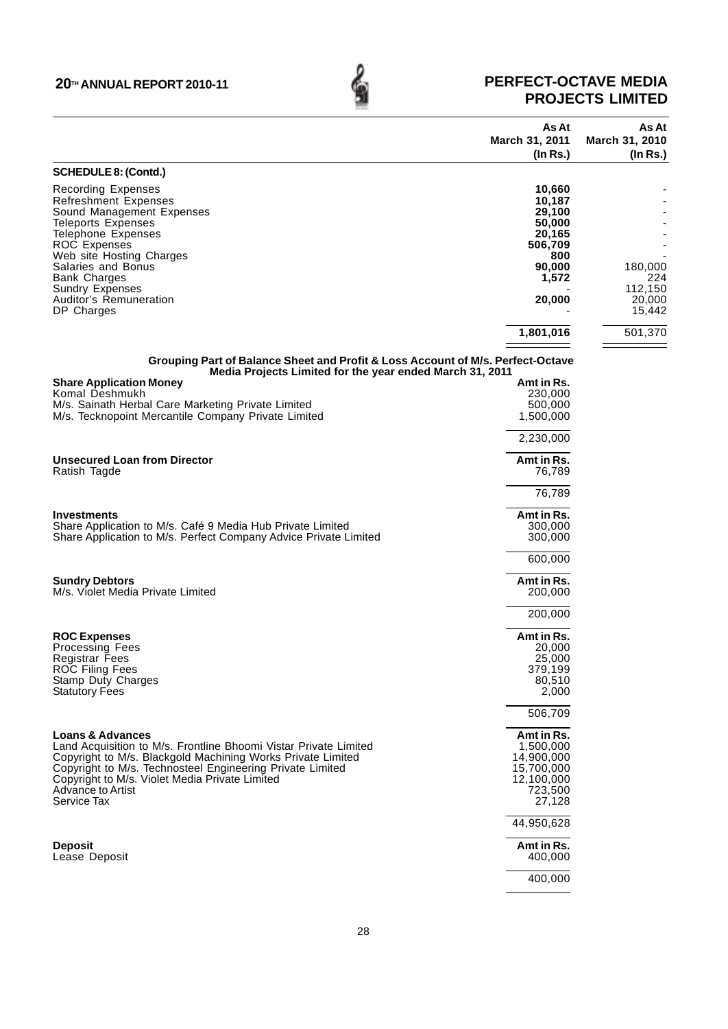| | As At March 31, 2011 (In Rs.) | As At March 31, 2010 (In Rs.) |
|---|---|---|
| **SCHEDULE 8: (Contd.)** | | |
| Recording Expenses | **10,660** | - |
| Refreshment Expenses | **10,187** | - |
| Sound Management Expenses | **29,100** | - |
| Teleports Expenses | **50,000** | - |
| Telephone Expenses | **20,165** | - |
| ROC Expenses | **506,709** | - |
| Web site Hosting Charges | **800** | - |
| Salaries and Bonus | **90,000** | 180,000 |
| Bank Charges | **1,572** | 224 |
| Sundry Expenses | - | 112,150 |
| Auditor's Remuneration | **20,000** | 20,000 |
| DP Charges | - | 15,442 |
| | **1,801,016** | 501,370 |

## Grouping Part of Balance Sheet and Profit & Loss Account of M/s. Perfect-Octave Media Projects Limited for the year ended March 31, 2011

| **Share Application Money** | **Amt in Rs.** |
|---|---|
| Komal Deshmukh | 230,000 |
| M/s. Sainath Herbal Care Marketing Private Limited | 500,000 |
| M/s. Tecknopoint Mercantile Company Private Limited | 1,500,000 |
| | 2,230,000 |

| **Unsecured Loan from Director** | **Amt in Rs.** |
|---|---|
| Ratish Tagde | 76,789 |
| | 76,789 |

| **Investments** | **Amt in Rs.** |
|---|---|
| Share Application to M/s. Café 9 Media Hub Private Limited | 300,000 |
| Share Application to M/s. Perfect Company Advice Private Limited | 300,000 |
| | 600,000 |

| **Sundry Debtors** | **Amt in Rs.** |
|---|---|
| M/s. Violet Media Private Limited | 200,000 |
| | 200,000 |

| **ROC Expenses** | **Amt in Rs.** |
|---|---|
| Processing Fees | 20,000 |
| Registrar Fees | 25,000 |
| ROC Filing Fees | 379,199 |
| Stamp Duty Charges | 80,510 |
| Statutory Fees | 2,000 |
| | 506,709 |

| **Loans & Advances** | **Amt in Rs.** |
|---|---|
| Land Acquisition to M/s. Frontline Bhoomi Vistar Private Limited | 1,500,000 |
| Copyright to M/s. Blackgold Machining Works Private Limited | 14,900,000 |
| Copyright to M/s. Technosteel Engineering Private Limited | 15,700,000 |
| Copyright to M/s. Violet Media Private Limited | 12,100,000 |
| Advance to Artist | 723,500 |
| Service Tax | 27,128 |
| | 44,950,628 |

| **Deposit** | **Amt in Rs.** |
|---|---|
| Lease Deposit | 400,000 |
| | 400,000 |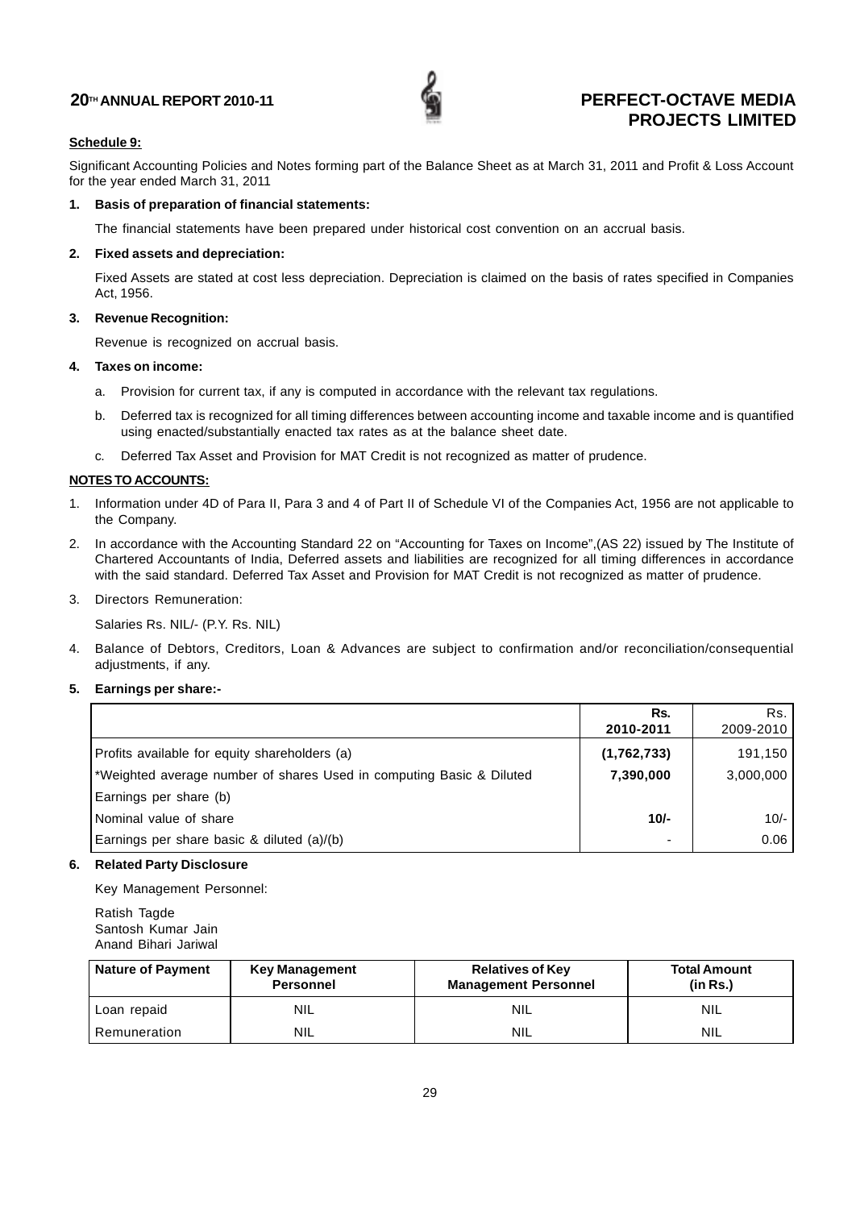**Schedule 9:**

Significant Accounting Policies and Notes forming part of the Balance Sheet as at March 31, 2011 and Profit & Loss Account for the year ended March 31, 2011

**1. Basis of preparation of financial statements:**

The financial statements have been prepared under historical cost convention on an accrual basis.

**2. Fixed assets and depreciation:**

Fixed Assets are stated at cost less depreciation. Depreciation is claimed on the basis of rates specified in Companies Act, 1956.

**3. Revenue Recognition:**

Revenue is recognized on accrual basis.

**4. Taxes on income:**

a. Provision for current tax, if any is computed in accordance with the relevant tax regulations.

b. Deferred tax is recognized for all timing differences between accounting income and taxable income and is quantified using enacted/substantially enacted tax rates as at the balance sheet date.

c. Deferred Tax Asset and Provision for MAT Credit is not recognized as matter of prudence.

**NOTES TO ACCOUNTS:**

1. Information under 4D of Para II, Para 3 and 4 of Part II of Schedule VI of the Companies Act, 1956 are not applicable to the Company.

2. In accordance with the Accounting Standard 22 on "Accounting for Taxes on Income",(AS 22) issued by The Institute of Chartered Accountants of India, Deferred assets and liabilities are recognized for all timing differences in accordance with the said standard. Deferred Tax Asset and Provision for MAT Credit is not recognized as matter of prudence.

3. Directors Remuneration:

   Salaries Rs. NIL/- (P.Y. Rs. NIL)

4. Balance of Debtors, Creditors, Loan & Advances are subject to confirmation and/or reconciliation/consequential adjustments, if any.

**5. Earnings per share:-**

| | **Rs. 2010-2011** | Rs. 2009-2010 |
|---|---|---|
| Profits available for equity shareholders (a) | **(1,762,733)** | 191,150 |
| *Weighted average number of shares Used in computing Basic & Diluted | **7,390,000** | 3,000,000 |
| Earnings per share (b) | | |
| Nominal value of share | **10/-** | 10/- |
| Earnings per share basic & diluted (a)/(b) | - | 0.06 |

**6. Related Party Disclosure**

Key Management Personnel:

Ratish Tagde
Santosh Kumar Jain
Anand Bihari Jariwal

| Nature of Payment | Key Management Personnel | Relatives of Key Management Personnel | Total Amount (in Rs.) |
|---|---|---|---|
| Loan repaid | NIL | NIL | NIL |
| Remuneration | NIL | NIL | NIL |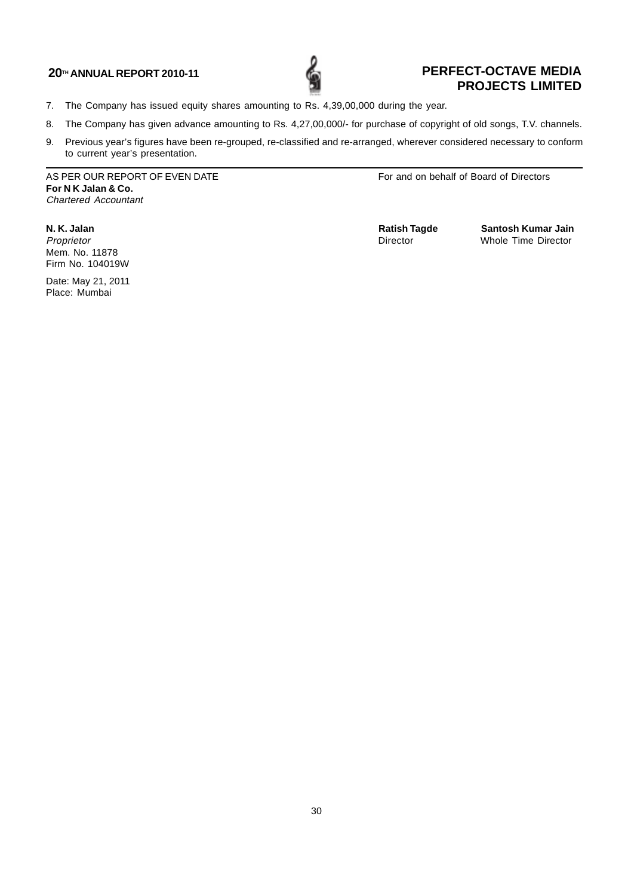7. The Company has issued equity shares amounting to Rs. 4,39,00,000 during the year.
8. The Company has given advance amounting to Rs. 4,27,00,000/- for purchase of copyright of old songs, T.V. channels.
9. Previous year's figures have been re-grouped, re-classified and re-arranged, wherever considered necessary to conform to current year's presentation.

---

AS PER OUR REPORT OF EVEN DATE
**For N K Jalan & Co.**
*Chartered Accountant*

**N. K. Jalan**
*Proprietor*
Mem. No. 11878
Firm No. 104019W

Date: May 21, 2011
Place: Mumbai

For and on behalf of Board of Directors

**Ratish Tagde**
Director

**Santosh Kumar Jain**
Whole Time Director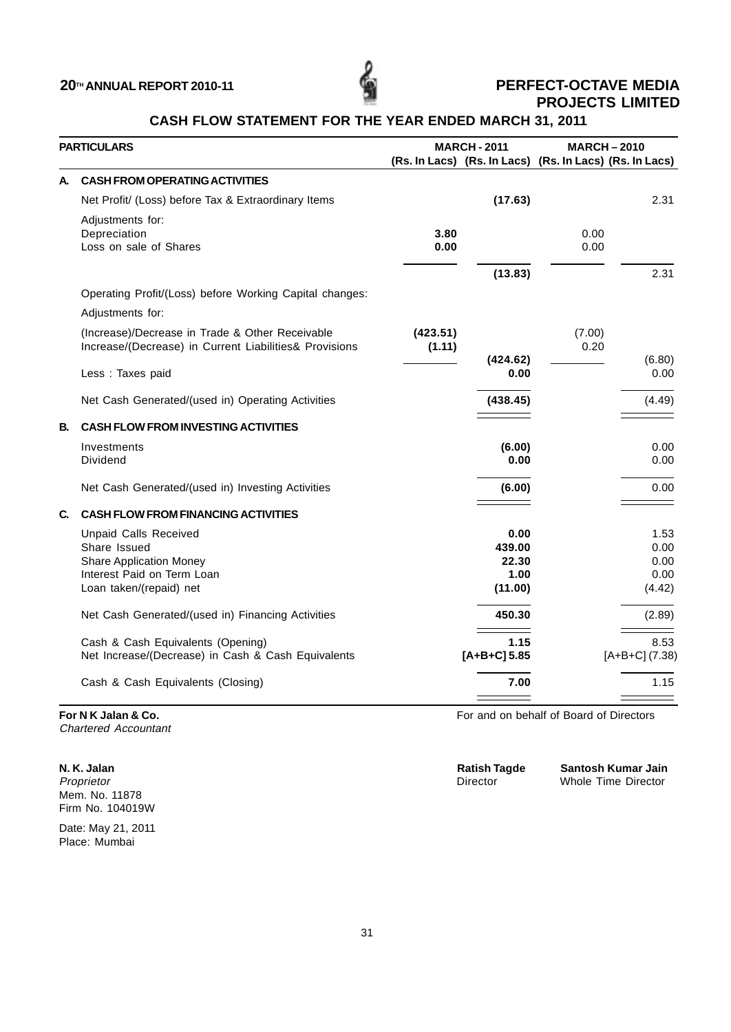# PERFECT-OCTAVE MEDIA PROJECTS LIMITED

## CASH FLOW STATEMENT FOR THE YEAR ENDED MARCH 31, 2011

| | PARTICULARS | MARCH - 2011 (Rs. In Lacs) | MARCH - 2011 (Rs. In Lacs) | MARCH – 2010 (Rs. In Lacs) | MARCH – 2010 (Rs. In Lacs) |
|---|---|---|---|---|---|
| **A.** | **CASH FROM OPERATING ACTIVITIES** | | | | |
| | Net Profit/ (Loss) before Tax & Extraordinary Items | | **(17.63)** | | 2.31 |
| | Adjustments for: | | | | |
| | Depreciation | **3.80** | | 0.00 | |
| | Loss on sale of Shares | **0.00** | | 0.00 | |
| | | | **(13.83)** | | 2.31 |
| | Operating Profit/(Loss) before Working Capital changes: | | | | |
| | Adjustments for: | | | | |
| | (Increase)/Decrease in Trade & Other Receivable | **(423.51)** | | (7.00) | |
| | Increase/(Decrease) in Current Liabilities& Provisions | **(1.11)** | | 0.20 | |
| | | | **(424.62)** | | (6.80) |
| | Less : Taxes paid | | **0.00** | | 0.00 |
| | Net Cash Generated/(used in) Operating Activities | | **(438.45)** | | (4.49) |
| **B.** | **CASH FLOW FROM INVESTING ACTIVITIES** | | | | |
| | Investments | | **(6.00)** | | 0.00 |
| | Dividend | | **0.00** | | 0.00 |
| | Net Cash Generated/(used in) Investing Activities | | **(6.00)** | | 0.00 |
| **C.** | **CASH FLOW FROM FINANCING ACTIVITIES** | | | | |
| | Unpaid Calls Received | | **0.00** | | 1.53 |
| | Share Issued | | **439.00** | | 0.00 |
| | Share Application Money | | **22.30** | | 0.00 |
| | Interest Paid on Term Loan | | **1.00** | | 0.00 |
| | Loan taken/(repaid) net | | **(11.00)** | | (4.42) |
| | Net Cash Generated/(used in) Financing Activities | | **450.30** | | (2.89) |
| | Cash & Cash Equivalents (Opening) | | **1.15** | | 8.53 |
| | Net Increase/(Decrease) in Cash & Cash Equivalents | | **[A+B+C] 5.85** | | [A+B+C] (7.38) |
| | Cash & Cash Equivalents (Closing) | | **7.00** | | 1.15 |

**For N K Jalan & Co.**
*Chartered Accountant*

**N. K. Jalan**
*Proprietor*
Mem. No. 11878
Firm No. 104019W

Date: May 21, 2011
Place: Mumbai

For and on behalf of Board of Directors

**Ratish Tagde**
Director

**Santosh Kumar Jain**
Whole Time Director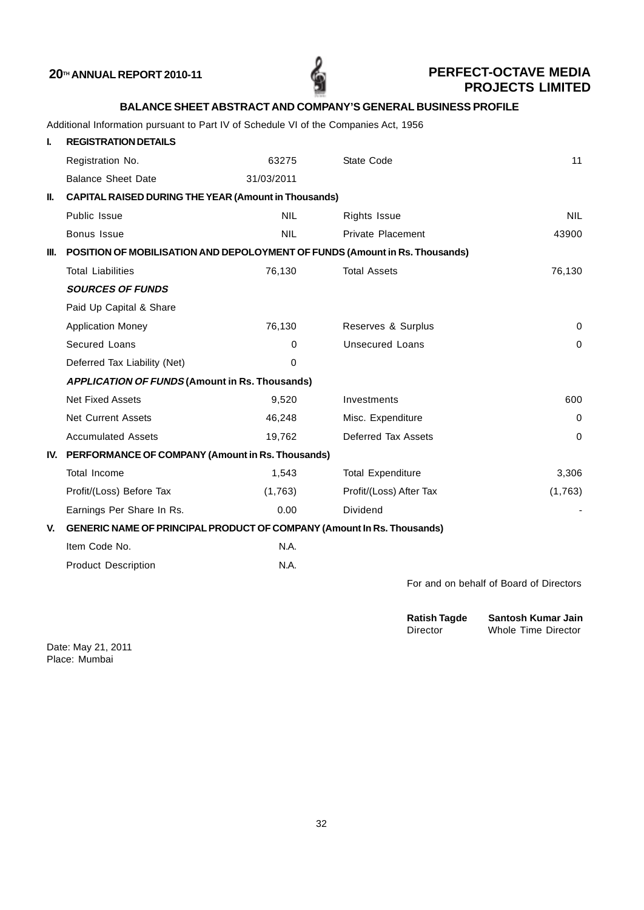# BALANCE SHEET ABSTRACT AND COMPANY'S GENERAL BUSINESS PROFILE

Additional Information pursuant to Part IV of Schedule VI of the Companies Act, 1956

| | | | | |
|---|---|---|---|---|
| **I.** | **REGISTRATION DETAILS** | | | |
| | Registration No. | 63275 | State Code | 11 |
| | Balance Sheet Date | 31/03/2011 | | |
| **II.** | **CAPITAL RAISED DURING THE YEAR (Amount in Thousands)** | | | |
| | Public Issue | NIL | Rights Issue | NIL |
| | Bonus Issue | NIL | Private Placement | 43900 |
| **III.** | **POSITION OF MOBILISATION AND DEPOLOYMENT OF FUNDS (Amount in Rs. Thousands)** | | | |
| | Total Liabilities | 76,130 | Total Assets | 76,130 |
| | ***SOURCES OF FUNDS*** | | | |
| | Paid Up Capital & Share Application Money | 76,130 | Reserves & Surplus | 0 |
| | Secured Loans | 0 | Unsecured Loans | 0 |
| | Deferred Tax Liability (Net) | 0 | | |
| | ***APPLICATION OF FUNDS* (Amount in Rs. Thousands)** | | | |
| | Net Fixed Assets | 9,520 | Investments | 600 |
| | Net Current Assets | 46,248 | Misc. Expenditure | 0 |
| | Accumulated Assets | 19,762 | Deferred Tax Assets | 0 |
| **IV.** | **PERFORMANCE OF COMPANY (Amount in Rs. Thousands)** | | | |
| | Total Income | 1,543 | Total Expenditure | 3,306 |
| | Profit/(Loss) Before Tax | (1,763) | Profit/(Loss) After Tax | (1,763) |
| | Earnings Per Share In Rs. | 0.00 | Dividend | - |
| **V.** | **GENERIC NAME OF PRINCIPAL PRODUCT OF COMPANY (Amount In Rs. Thousands)** | | | |
| | Item Code No. | N.A. | | |
| | Product Description | N.A. | | |

For and on behalf of Board of Directors

**Ratish Tagde**
Director

**Santosh Kumar Jain**
Whole Time Director

Date: May 21, 2011
Place: Mumbai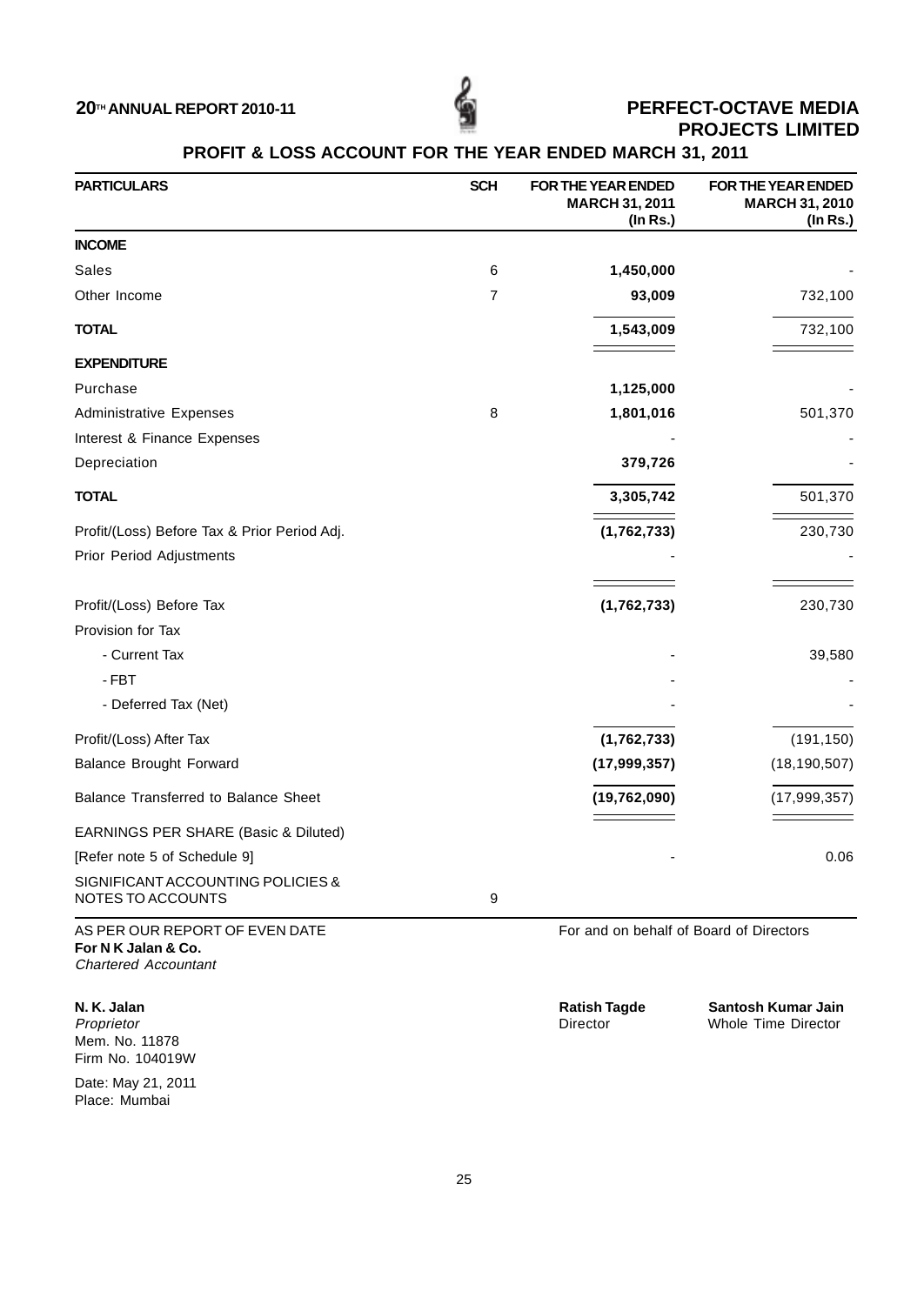# PROFIT & LOSS ACCOUNT FOR THE YEAR ENDED MARCH 31, 2011

| PARTICULARS | SCH | FOR THE YEAR ENDED MARCH 31, 2011 (In Rs.) | FOR THE YEAR ENDED MARCH 31, 2010 (In Rs.) |
|---|---|---|---|
| **INCOME** | | | |
| Sales | 6 | **1,450,000** | - |
| Other Income | 7 | **93,009** | 732,100 |
| **TOTAL** | | **1,543,009** | 732,100 |
| **EXPENDITURE** | | | |
| Purchase | | **1,125,000** | - |
| Administrative Expenses | 8 | **1,801,016** | 501,370 |
| Interest & Finance Expenses | | - | - |
| Depreciation | | **379,726** | - |
| **TOTAL** | | **3,305,742** | 501,370 |
| Profit/(Loss) Before Tax & Prior Period Adj. | | **(1,762,733)** | 230,730 |
| Prior Period Adjustments | | - | - |
| Profit/(Loss) Before Tax | | **(1,762,733)** | 230,730 |
| Provision for Tax | | | |
| - Current Tax | | - | 39,580 |
| - FBT | | - | - |
| - Deferred Tax (Net) | | - | - |
| Profit/(Loss) After Tax | | **(1,762,733)** | (191,150) |
| Balance Brought Forward | | **(17,999,357)** | (18,190,507) |
| Balance Transferred to Balance Sheet | | **(19,762,090)** | (17,999,357) |
| EARNINGS PER SHARE (Basic & Diluted) | | | |
| [Refer note 5 of Schedule 9] | | - | 0.06 |
| SIGNIFICANT ACCOUNTING POLICIES & NOTES TO ACCOUNTS | 9 | | |

AS PER OUR REPORT OF EVEN DATE
**For N K Jalan & Co.**
*Chartered Accountant*

**N. K. Jalan**
*Proprietor*
Mem. No. 11878
Firm No. 104019W

Date: May 21, 2011
Place: Mumbai

For and on behalf of Board of Directors

**Ratish Tagde**
Director

**Santosh Kumar Jain**
Whole Time Director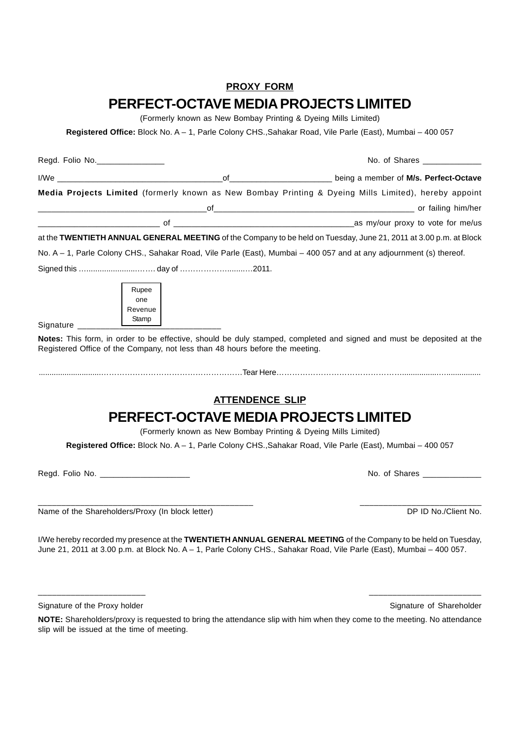**PROXY FORM**

# PERFECT-OCTAVE MEDIA PROJECTS LIMITED

(Formerly known as New Bombay Printing & Dyeing Mills Limited)

**Registered Office:** Block No. A – 1, Parle Colony CHS.,Sahakar Road, Vile Parle (East), Mumbai – 400 057

Regd. Folio No._______________ No. of Shares _____________

I/We ____________________________________of______________________ being a member of **M/s. Perfect-Octave Media Projects Limited** (formerly known as New Bombay Printing & Dyeing Mills Limited), hereby appoint _____________________________________of_____________________________________________ or failing him/her ___________________________ of _________________________________________as my/our proxy to vote for me/us at the **TWENTIETH ANNUAL GENERAL MEETING** of the Company to be held on Tuesday, June 21, 2011 at 3.00 p.m. at Block No. A – 1, Parle Colony CHS., Sahakar Road, Vile Parle (East), Mumbai – 400 057 and at any adjournment (s) thereof.

Signed this …........................……. day of ……………….......…2011.

Signature ________________________________ (Rupee one Revenue Stamp)

**Notes:** This form, in order to be effective, should be duly stamped, completed and signed and must be deposited at the Registered Office of the Company, not less than 48 hours before the meeting.

...........................…………………………………………Tear Here………………………………………….................…...............

**ATTENDENCE SLIP**

# PERFECT-OCTAVE MEDIA PROJECTS LIMITED

(Formerly known as New Bombay Printing & Dyeing Mills Limited)

**Registered Office:** Block No. A – 1, Parle Colony CHS.,Sahakar Road, Vile Parle (East), Mumbai – 400 057

Regd. Folio No. ___________________ No. of Shares _____________

________________________________________________ ___________________________

Name of the Shareholders/Proxy (In block letter) DP ID No./Client No.

I/We hereby recorded my presence at the **TWENTIETH ANNUAL GENERAL MEETING** of the Company to be held on Tuesday, June 21, 2011 at 3.00 p.m. at Block No. A – 1, Parle Colony CHS., Sahakar Road, Vile Parle (East), Mumbai – 400 057.

________________________ ________________________

Signature of the Proxy holder Signature of Shareholder

**NOTE:** Shareholders/proxy is requested to bring the attendance slip with him when they come to the meeting. No attendance slip will be issued at the time of meeting.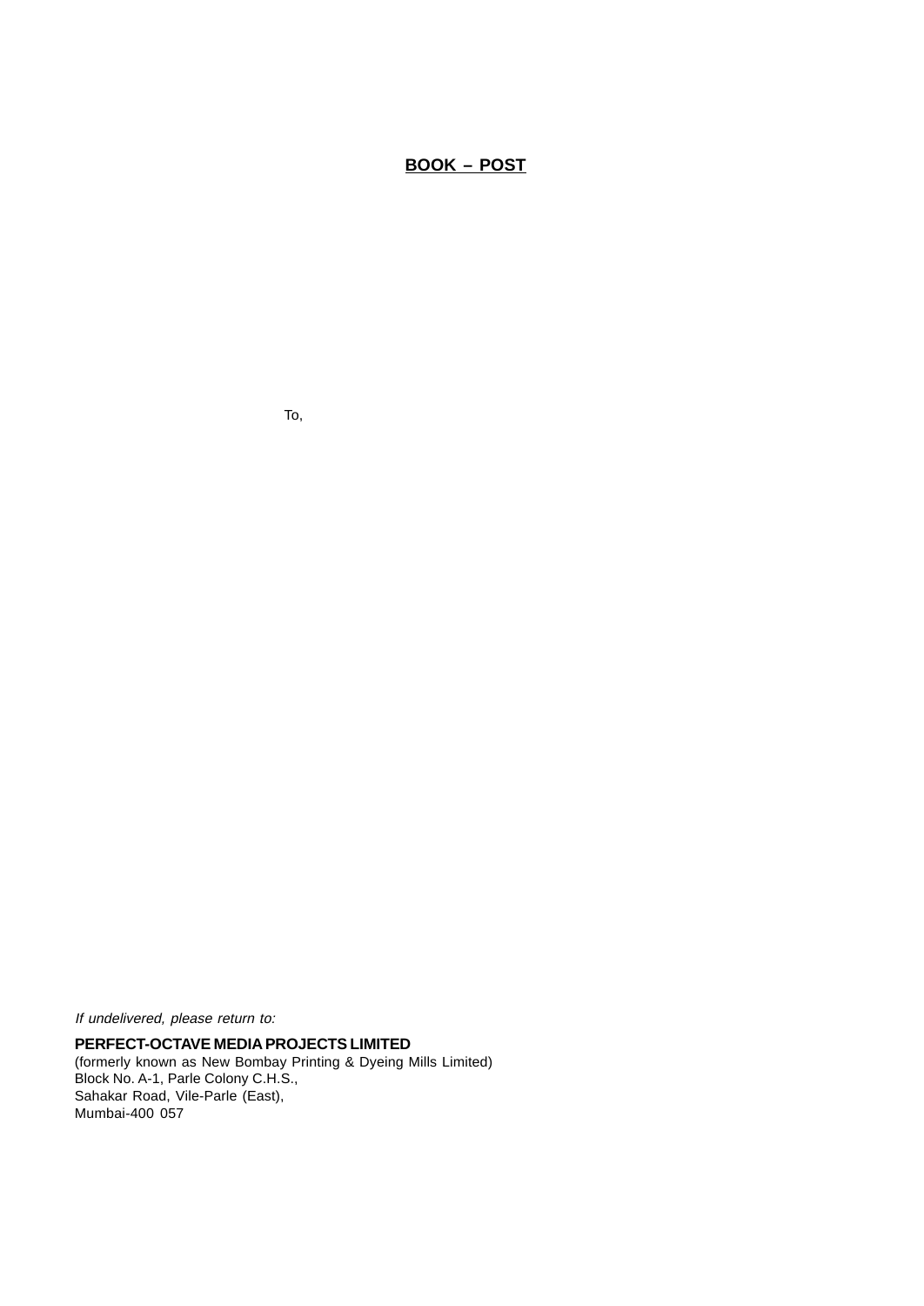**BOOK – POST**

To,

*If undelivered, please return to:*

**PERFECT-OCTAVE MEDIA PROJECTS LIMITED**
(formerly known as New Bombay Printing & Dyeing Mills Limited)
Block No. A-1, Parle Colony C.H.S.,
Sahakar Road, Vile-Parle (East),
Mumbai-400 057